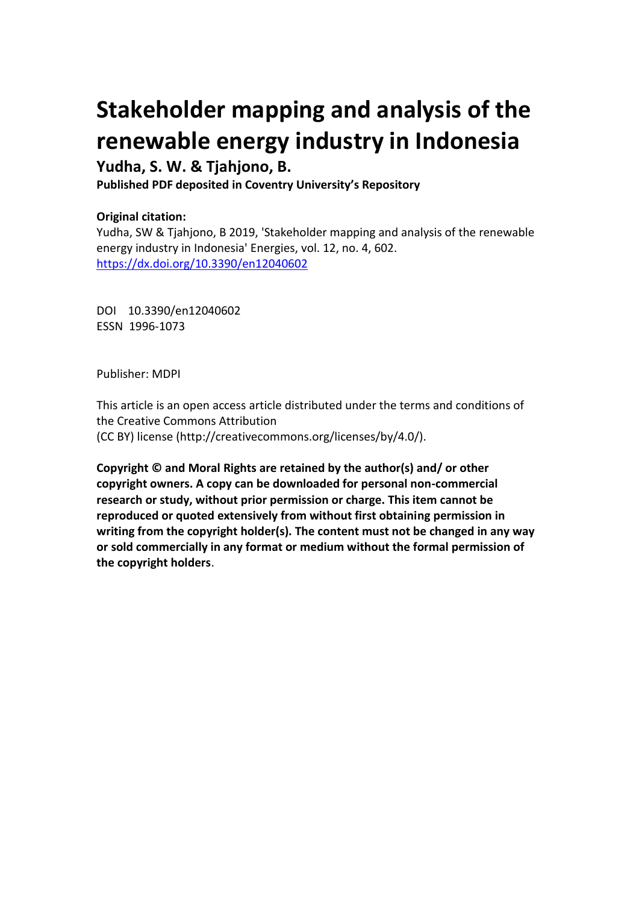# Stakeholder mapping and analysis of the renewable energy industry in Indonesia

**Yudha, S. W. & Tjahjono, B.**

**Published PDF deposited in Coventry University's Repository**

**Original citation:**

Yudha, SW & Tjahjono, B 2019, 'Stakeholder mapping and analysis of the renewable energy industry in Indonesia' Energies, vol. 12, no. 4, 602.
https://dx.doi.org/10.3390/en12040602

DOI 10.3390/en12040602
ESSN 1996-1073

Publisher: MDPI

This article is an open access article distributed under the terms and conditions of the Creative Commons Attribution
(CC BY) license (http://creativecommons.org/licenses/by/4.0/).

**Copyright © and Moral Rights are retained by the author(s) and/ or other copyright owners. A copy can be downloaded for personal non-commercial research or study, without prior permission or charge. This item cannot be reproduced or quoted extensively from without first obtaining permission in writing from the copyright holder(s). The content must not be changed in any way or sold commercially in any format or medium without the formal permission of the copyright holders**.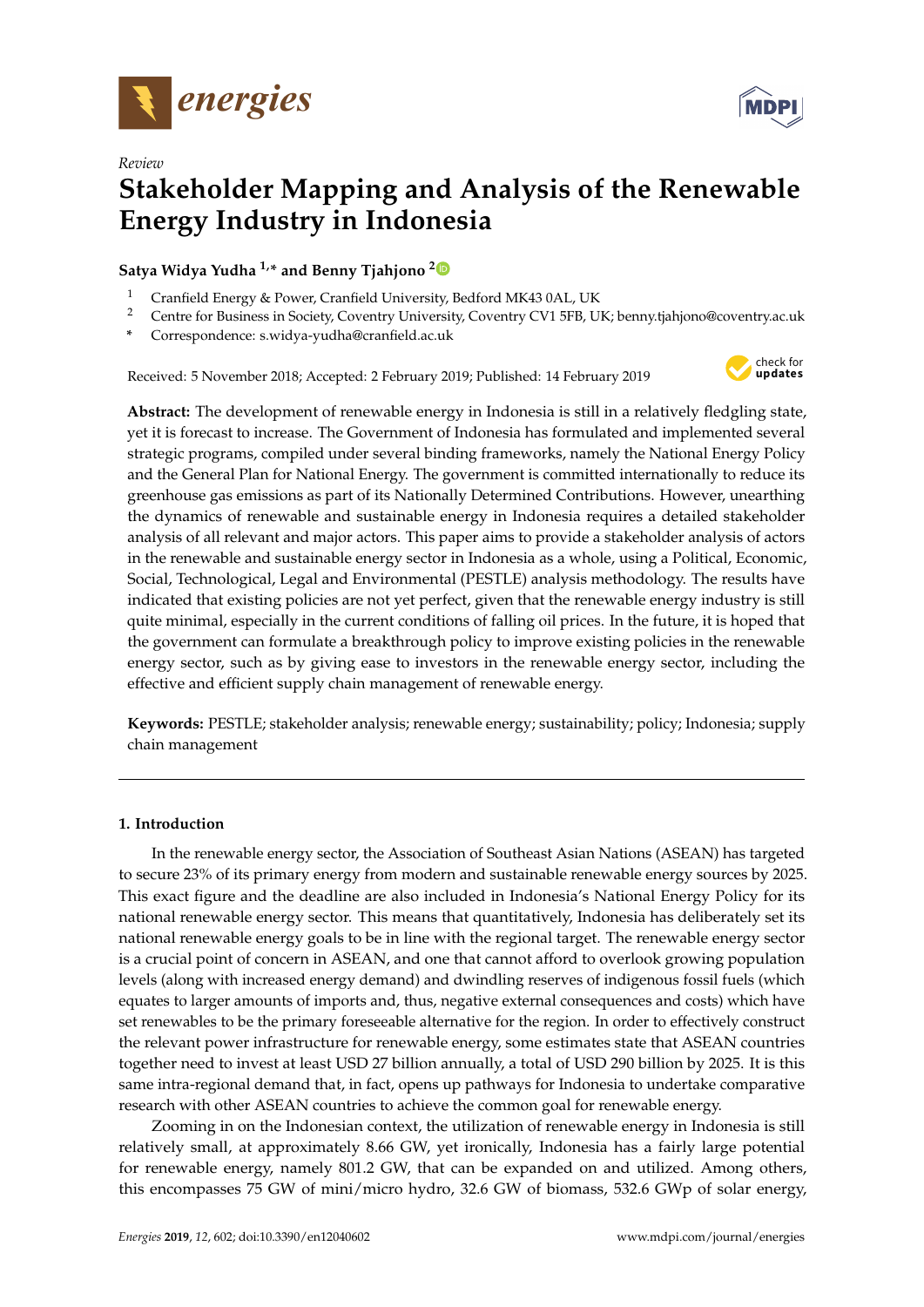# Review

# Stakeholder Mapping and Analysis of the Renewable Energy Industry in Indonesia

**Satya Widya Yudha [1,*] and Benny Tjahjono [2]**

[1] Cranfield Energy & Power, Cranfield University, Bedford MK43 0AL, UK
[2] Centre for Business in Society, Coventry University, Coventry CV1 5FB, UK; benny.tjahjono@coventry.ac.uk
\* Correspondence: s.widya-yudha@cranfield.ac.uk

Received: 5 November 2018; Accepted: 2 February 2019; Published: 14 February 2019

**Abstract:** The development of renewable energy in Indonesia is still in a relatively fledgling state, yet it is forecast to increase. The Government of Indonesia has formulated and implemented several strategic programs, compiled under several binding frameworks, namely the National Energy Policy and the General Plan for National Energy. The government is committed internationally to reduce its greenhouse gas emissions as part of its Nationally Determined Contributions. However, unearthing the dynamics of renewable and sustainable energy in Indonesia requires a detailed stakeholder analysis of all relevant and major actors. This paper aims to provide a stakeholder analysis of actors in the renewable and sustainable energy sector in Indonesia as a whole, using a Political, Economic, Social, Technological, Legal and Environmental (PESTLE) analysis methodology. The results have indicated that existing policies are not yet perfect, given that the renewable energy industry is still quite minimal, especially in the current conditions of falling oil prices. In the future, it is hoped that the government can formulate a breakthrough policy to improve existing policies in the renewable energy sector, such as by giving ease to investors in the renewable energy sector, including the effective and efficient supply chain management of renewable energy.

**Keywords:** PESTLE; stakeholder analysis; renewable energy; sustainability; policy; Indonesia; supply chain management

## 1. Introduction

In the renewable energy sector, the Association of Southeast Asian Nations (ASEAN) has targeted to secure 23% of its primary energy from modern and sustainable renewable energy sources by 2025. This exact figure and the deadline are also included in Indonesia's National Energy Policy for its national renewable energy sector. This means that quantitatively, Indonesia has deliberately set its national renewable energy goals to be in line with the regional target. The renewable energy sector is a crucial point of concern in ASEAN, and one that cannot afford to overlook growing population levels (along with increased energy demand) and dwindling reserves of indigenous fossil fuels (which equates to larger amounts of imports and, thus, negative external consequences and costs) which have set renewables to be the primary foreseeable alternative for the region. In order to effectively construct the relevant power infrastructure for renewable energy, some estimates state that ASEAN countries together need to invest at least USD 27 billion annually, a total of USD 290 billion by 2025. It is this same intra-regional demand that, in fact, opens up pathways for Indonesia to undertake comparative research with other ASEAN countries to achieve the common goal for renewable energy.

Zooming in on the Indonesian context, the utilization of renewable energy in Indonesia is still relatively small, at approximately 8.66 GW, yet ironically, Indonesia has a fairly large potential for renewable energy, namely 801.2 GW, that can be expanded on and utilized. Among others, this encompasses 75 GW of mini/micro hydro, 32.6 GW of biomass, 532.6 GWp of solar energy,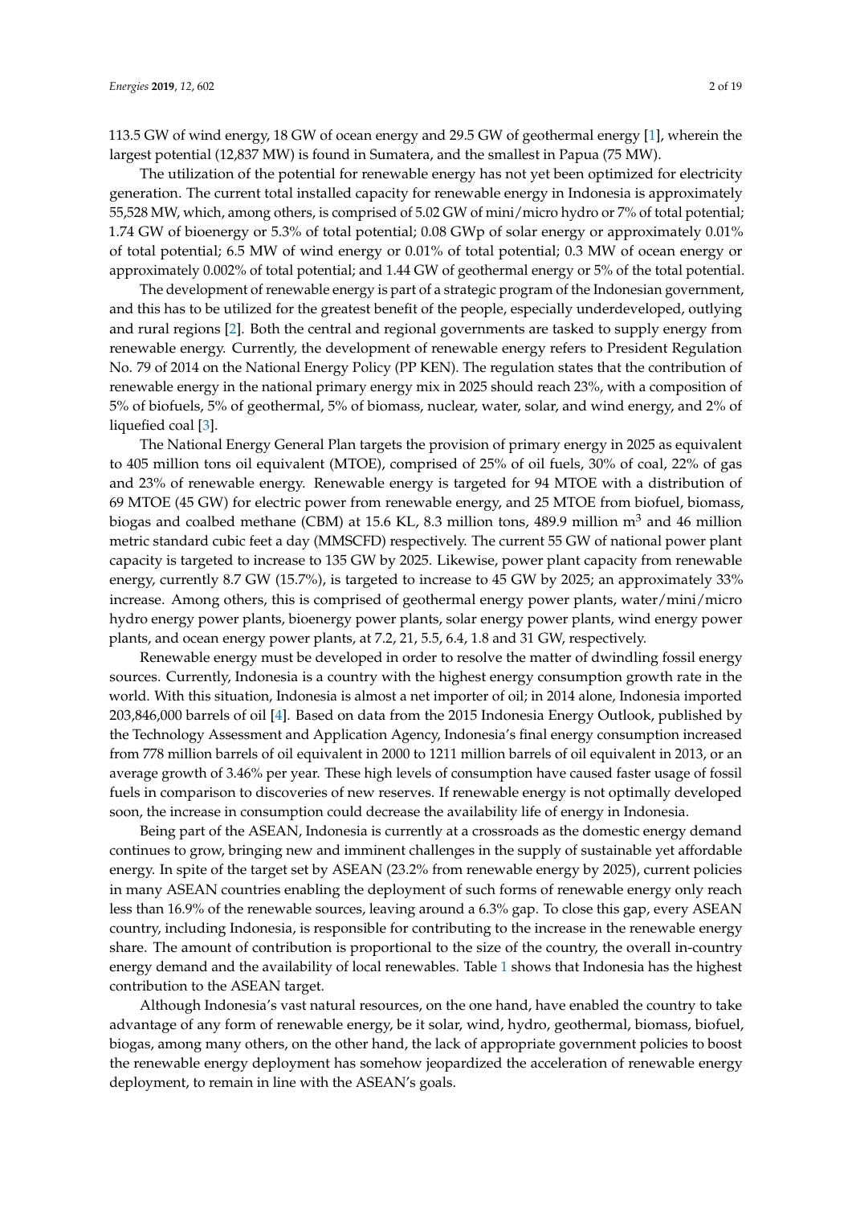113.5 GW of wind energy, 18 GW of ocean energy and 29.5 GW of geothermal energy [1], wherein the largest potential (12,837 MW) is found in Sumatera, and the smallest in Papua (75 MW).

The utilization of the potential for renewable energy has not yet been optimized for electricity generation. The current total installed capacity for renewable energy in Indonesia is approximately 55,528 MW, which, among others, is comprised of 5.02 GW of mini/micro hydro or 7% of total potential; 1.74 GW of bioenergy or 5.3% of total potential; 0.08 GWp of solar energy or approximately 0.01% of total potential; 6.5 MW of wind energy or 0.01% of total potential; 0.3 MW of ocean energy or approximately 0.002% of total potential; and 1.44 GW of geothermal energy or 5% of the total potential.

The development of renewable energy is part of a strategic program of the Indonesian government, and this has to be utilized for the greatest benefit of the people, especially underdeveloped, outlying and rural regions [2]. Both the central and regional governments are tasked to supply energy from renewable energy. Currently, the development of renewable energy refers to President Regulation No. 79 of 2014 on the National Energy Policy (PP KEN). The regulation states that the contribution of renewable energy in the national primary energy mix in 2025 should reach 23%, with a composition of 5% of biofuels, 5% of geothermal, 5% of biomass, nuclear, water, solar, and wind energy, and 2% of liquefied coal [3].

The National Energy General Plan targets the provision of primary energy in 2025 as equivalent to 405 million tons oil equivalent (MTOE), comprised of 25% of oil fuels, 30% of coal, 22% of gas and 23% of renewable energy. Renewable energy is targeted for 94 MTOE with a distribution of 69 MTOE (45 GW) for electric power from renewable energy, and 25 MTOE from biofuel, biomass, biogas and coalbed methane (CBM) at 15.6 KL, 8.3 million tons, 489.9 million $m^3$ and 46 million metric standard cubic feet a day (MMSCFD) respectively. The current 55 GW of national power plant capacity is targeted to increase to 135 GW by 2025. Likewise, power plant capacity from renewable energy, currently 8.7 GW (15.7%), is targeted to increase to 45 GW by 2025; an approximately 33% increase. Among others, this is comprised of geothermal energy power plants, water/mini/micro hydro energy power plants, bioenergy power plants, solar energy power plants, wind energy power plants, and ocean energy power plants, at 7.2, 21, 5.5, 6.4, 1.8 and 31 GW, respectively.

Renewable energy must be developed in order to resolve the matter of dwindling fossil energy sources. Currently, Indonesia is a country with the highest energy consumption growth rate in the world. With this situation, Indonesia is almost a net importer of oil; in 2014 alone, Indonesia imported 203,846,000 barrels of oil [4]. Based on data from the 2015 Indonesia Energy Outlook, published by the Technology Assessment and Application Agency, Indonesia's final energy consumption increased from 778 million barrels of oil equivalent in 2000 to 1211 million barrels of oil equivalent in 2013, or an average growth of 3.46% per year. These high levels of consumption have caused faster usage of fossil fuels in comparison to discoveries of new reserves. If renewable energy is not optimally developed soon, the increase in consumption could decrease the availability life of energy in Indonesia.

Being part of the ASEAN, Indonesia is currently at a crossroads as the domestic energy demand continues to grow, bringing new and imminent challenges in the supply of sustainable yet affordable energy. In spite of the target set by ASEAN (23.2% from renewable energy by 2025), current policies in many ASEAN countries enabling the deployment of such forms of renewable energy only reach less than 16.9% of the renewable sources, leaving around a 6.3% gap. To close this gap, every ASEAN country, including Indonesia, is responsible for contributing to the increase in the renewable energy share. The amount of contribution is proportional to the size of the country, the overall in-country energy demand and the availability of local renewables. Table 1 shows that Indonesia has the highest contribution to the ASEAN target.

Although Indonesia's vast natural resources, on the one hand, have enabled the country to take advantage of any form of renewable energy, be it solar, wind, hydro, geothermal, biomass, biofuel, biogas, among many others, on the other hand, the lack of appropriate government policies to boost the renewable energy deployment has somehow jeopardized the acceleration of renewable energy deployment, to remain in line with the ASEAN's goals.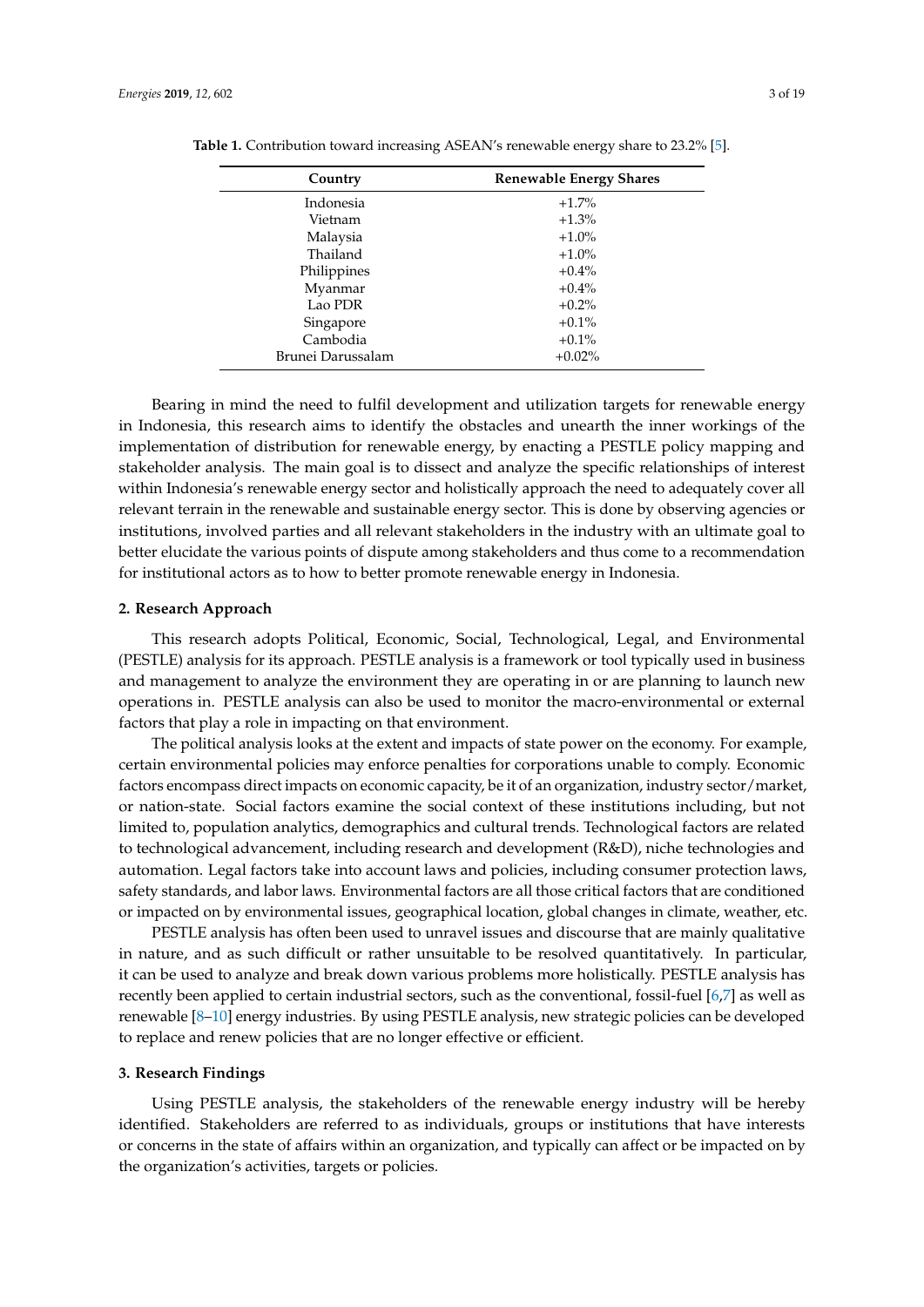**Table 1.** Contribution toward increasing ASEAN's renewable energy share to 23.2% [5].

| Country | Renewable Energy Shares |
| --- | --- |
| Indonesia | +1.7% |
| Vietnam | +1.3% |
| Malaysia | +1.0% |
| Thailand | +1.0% |
| Philippines | +0.4% |
| Myanmar | +0.4% |
| Lao PDR | +0.2% |
| Singapore | +0.1% |
| Cambodia | +0.1% |
| Brunei Darussalam | +0.02% |

Bearing in mind the need to fulfil development and utilization targets for renewable energy in Indonesia, this research aims to identify the obstacles and unearth the inner workings of the implementation of distribution for renewable energy, by enacting a PESTLE policy mapping and stakeholder analysis. The main goal is to dissect and analyze the specific relationships of interest within Indonesia's renewable energy sector and holistically approach the need to adequately cover all relevant terrain in the renewable and sustainable energy sector. This is done by observing agencies or institutions, involved parties and all relevant stakeholders in the industry with an ultimate goal to better elucidate the various points of dispute among stakeholders and thus come to a recommendation for institutional actors as to how to better promote renewable energy in Indonesia.

## 2. Research Approach

This research adopts Political, Economic, Social, Technological, Legal, and Environmental (PESTLE) analysis for its approach. PESTLE analysis is a framework or tool typically used in business and management to analyze the environment they are operating in or are planning to launch new operations in. PESTLE analysis can also be used to monitor the macro-environmental or external factors that play a role in impacting on that environment.

The political analysis looks at the extent and impacts of state power on the economy. For example, certain environmental policies may enforce penalties for corporations unable to comply. Economic factors encompass direct impacts on economic capacity, be it of an organization, industry sector/market, or nation-state. Social factors examine the social context of these institutions including, but not limited to, population analytics, demographics and cultural trends. Technological factors are related to technological advancement, including research and development (R&D), niche technologies and automation. Legal factors take into account laws and policies, including consumer protection laws, safety standards, and labor laws. Environmental factors are all those critical factors that are conditioned or impacted on by environmental issues, geographical location, global changes in climate, weather, etc.

PESTLE analysis has often been used to unravel issues and discourse that are mainly qualitative in nature, and as such difficult or rather unsuitable to be resolved quantitatively. In particular, it can be used to analyze and break down various problems more holistically. PESTLE analysis has recently been applied to certain industrial sectors, such as the conventional, fossil-fuel [6,7] as well as renewable [8–10] energy industries. By using PESTLE analysis, new strategic policies can be developed to replace and renew policies that are no longer effective or efficient.

## 3. Research Findings

Using PESTLE analysis, the stakeholders of the renewable energy industry will be hereby identified. Stakeholders are referred to as individuals, groups or institutions that have interests or concerns in the state of affairs within an organization, and typically can affect or be impacted on by the organization's activities, targets or policies.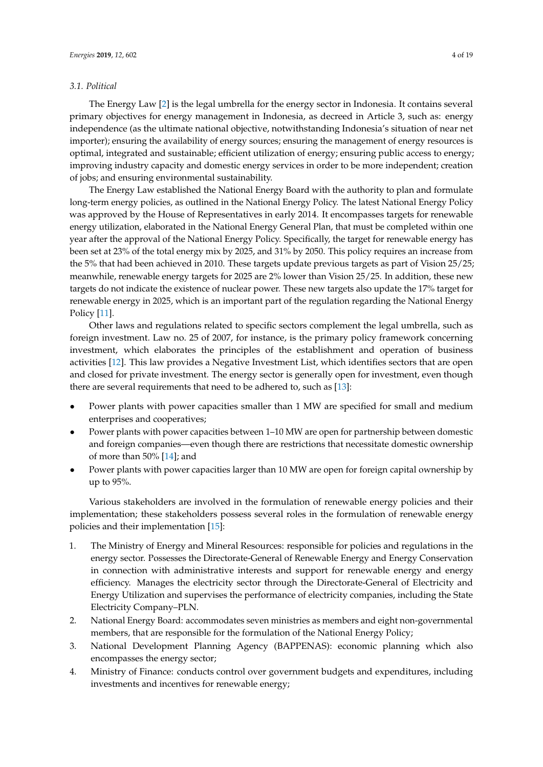### 3.1. Political

The Energy Law [2] is the legal umbrella for the energy sector in Indonesia. It contains several primary objectives for energy management in Indonesia, as decreed in Article 3, such as: energy independence (as the ultimate national objective, notwithstanding Indonesia's situation of near net importer); ensuring the availability of energy sources; ensuring the management of energy resources is optimal, integrated and sustainable; efficient utilization of energy; ensuring public access to energy; improving industry capacity and domestic energy services in order to be more independent; creation of jobs; and ensuring environmental sustainability.

The Energy Law established the National Energy Board with the authority to plan and formulate long-term energy policies, as outlined in the National Energy Policy. The latest National Energy Policy was approved by the House of Representatives in early 2014. It encompasses targets for renewable energy utilization, elaborated in the National Energy General Plan, that must be completed within one year after the approval of the National Energy Policy. Specifically, the target for renewable energy has been set at 23% of the total energy mix by 2025, and 31% by 2050. This policy requires an increase from the 5% that had been achieved in 2010. These targets update previous targets as part of Vision 25/25; meanwhile, renewable energy targets for 2025 are 2% lower than Vision 25/25. In addition, these new targets do not indicate the existence of nuclear power. These new targets also update the 17% target for renewable energy in 2025, which is an important part of the regulation regarding the National Energy Policy [11].

Other laws and regulations related to specific sectors complement the legal umbrella, such as foreign investment. Law no. 25 of 2007, for instance, is the primary policy framework concerning investment, which elaborates the principles of the establishment and operation of business activities [12]. This law provides a Negative Investment List, which identifies sectors that are open and closed for private investment. The energy sector is generally open for investment, even though there are several requirements that need to be adhered to, such as [13]:

- Power plants with power capacities smaller than 1 MW are specified for small and medium enterprises and cooperatives;
- Power plants with power capacities between 1–10 MW are open for partnership between domestic and foreign companies—even though there are restrictions that necessitate domestic ownership of more than 50% [14]; and
- Power plants with power capacities larger than 10 MW are open for foreign capital ownership by up to 95%.

Various stakeholders are involved in the formulation of renewable energy policies and their implementation; these stakeholders possess several roles in the formulation of renewable energy policies and their implementation [15]:

1. The Ministry of Energy and Mineral Resources: responsible for policies and regulations in the energy sector. Possesses the Directorate-General of Renewable Energy and Energy Conservation in connection with administrative interests and support for renewable energy and energy efficiency. Manages the electricity sector through the Directorate-General of Electricity and Energy Utilization and supervises the performance of electricity companies, including the State Electricity Company–PLN.
2. National Energy Board: accommodates seven ministries as members and eight non-governmental members, that are responsible for the formulation of the National Energy Policy;
3. National Development Planning Agency (BAPPENAS): economic planning which also encompasses the energy sector;
4. Ministry of Finance: conducts control over government budgets and expenditures, including investments and incentives for renewable energy;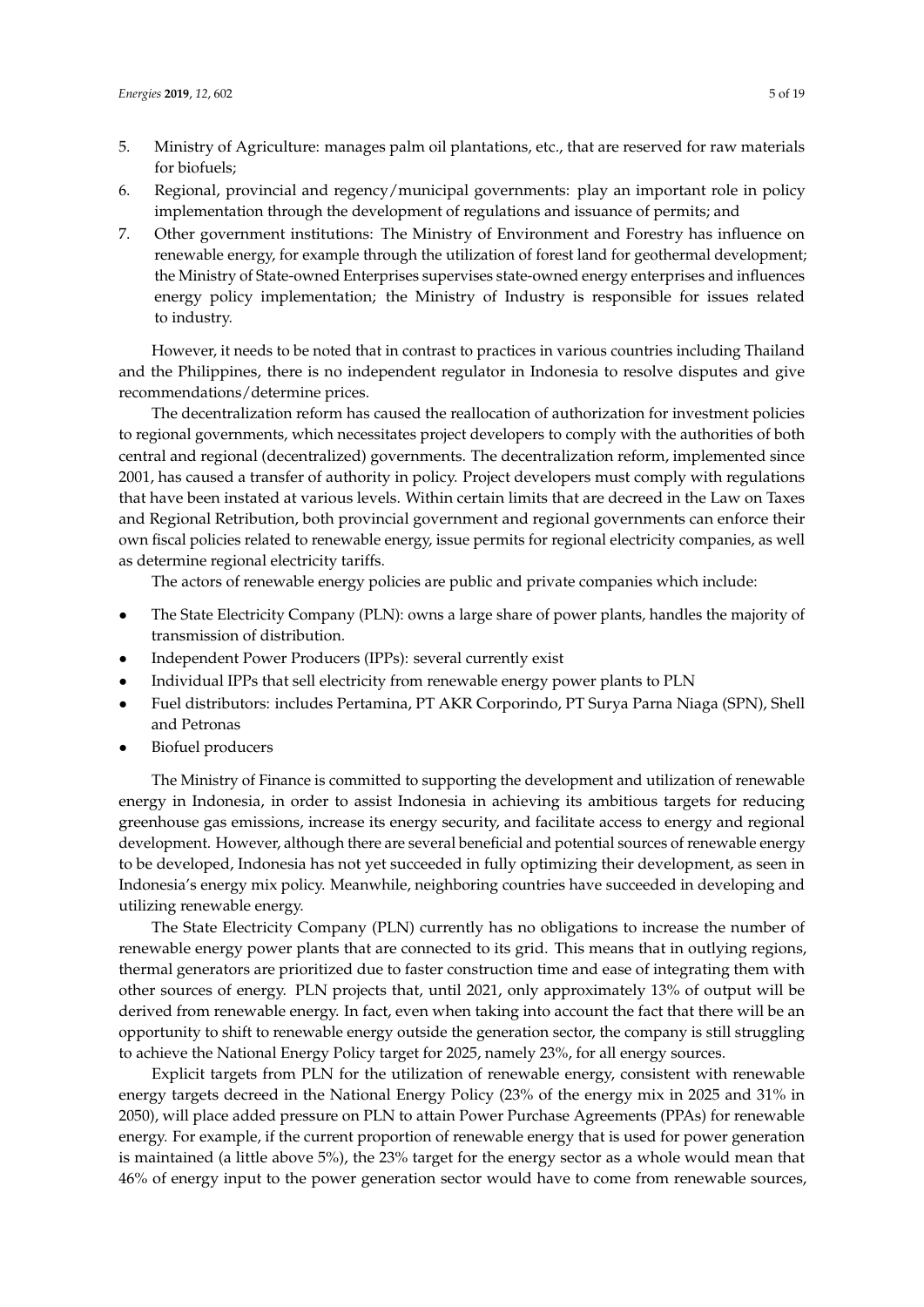5. Ministry of Agriculture: manages palm oil plantations, etc., that are reserved for raw materials for biofuels;
6. Regional, provincial and regency/municipal governments: play an important role in policy implementation through the development of regulations and issuance of permits; and
7. Other government institutions: The Ministry of Environment and Forestry has influence on renewable energy, for example through the utilization of forest land for geothermal development; the Ministry of State-owned Enterprises supervises state-owned energy enterprises and influences energy policy implementation; the Ministry of Industry is responsible for issues related to industry.

However, it needs to be noted that in contrast to practices in various countries including Thailand and the Philippines, there is no independent regulator in Indonesia to resolve disputes and give recommendations/determine prices.

The decentralization reform has caused the reallocation of authorization for investment policies to regional governments, which necessitates project developers to comply with the authorities of both central and regional (decentralized) governments. The decentralization reform, implemented since 2001, has caused a transfer of authority in policy. Project developers must comply with regulations that have been instated at various levels. Within certain limits that are decreed in the Law on Taxes and Regional Retribution, both provincial government and regional governments can enforce their own fiscal policies related to renewable energy, issue permits for regional electricity companies, as well as determine regional electricity tariffs.

The actors of renewable energy policies are public and private companies which include:

- The State Electricity Company (PLN): owns a large share of power plants, handles the majority of transmission of distribution.
- Independent Power Producers (IPPs): several currently exist
- Individual IPPs that sell electricity from renewable energy power plants to PLN
- Fuel distributors: includes Pertamina, PT AKR Corporindo, PT Surya Parna Niaga (SPN), Shell and Petronas
- Biofuel producers

The Ministry of Finance is committed to supporting the development and utilization of renewable energy in Indonesia, in order to assist Indonesia in achieving its ambitious targets for reducing greenhouse gas emissions, increase its energy security, and facilitate access to energy and regional development. However, although there are several beneficial and potential sources of renewable energy to be developed, Indonesia has not yet succeeded in fully optimizing their development, as seen in Indonesia's energy mix policy. Meanwhile, neighboring countries have succeeded in developing and utilizing renewable energy.

The State Electricity Company (PLN) currently has no obligations to increase the number of renewable energy power plants that are connected to its grid. This means that in outlying regions, thermal generators are prioritized due to faster construction time and ease of integrating them with other sources of energy. PLN projects that, until 2021, only approximately 13% of output will be derived from renewable energy. In fact, even when taking into account the fact that there will be an opportunity to shift to renewable energy outside the generation sector, the company is still struggling to achieve the National Energy Policy target for 2025, namely 23%, for all energy sources.

Explicit targets from PLN for the utilization of renewable energy, consistent with renewable energy targets decreed in the National Energy Policy (23% of the energy mix in 2025 and 31% in 2050), will place added pressure on PLN to attain Power Purchase Agreements (PPAs) for renewable energy. For example, if the current proportion of renewable energy that is used for power generation is maintained (a little above 5%), the 23% target for the energy sector as a whole would mean that 46% of energy input to the power generation sector would have to come from renewable sources,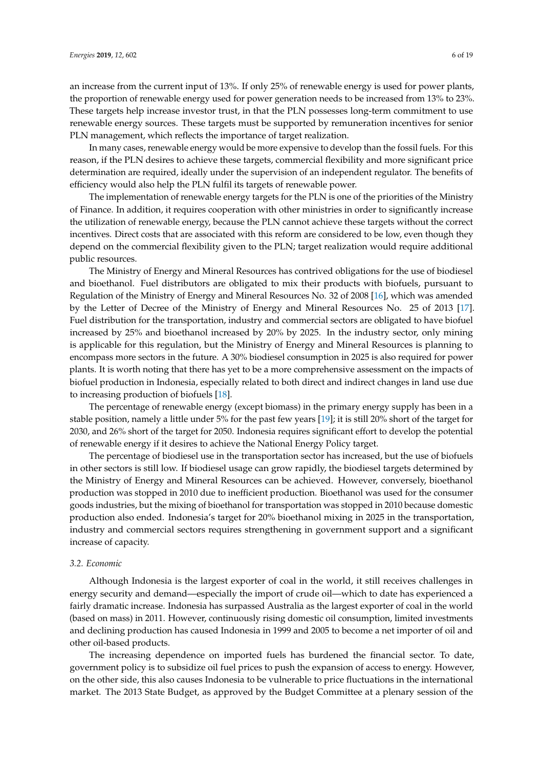an increase from the current input of 13%. If only 25% of renewable energy is used for power plants, the proportion of renewable energy used for power generation needs to be increased from 13% to 23%. These targets help increase investor trust, in that the PLN possesses long-term commitment to use renewable energy sources. These targets must be supported by remuneration incentives for senior PLN management, which reflects the importance of target realization.

In many cases, renewable energy would be more expensive to develop than the fossil fuels. For this reason, if the PLN desires to achieve these targets, commercial flexibility and more significant price determination are required, ideally under the supervision of an independent regulator. The benefits of efficiency would also help the PLN fulfil its targets of renewable power.

The implementation of renewable energy targets for the PLN is one of the priorities of the Ministry of Finance. In addition, it requires cooperation with other ministries in order to significantly increase the utilization of renewable energy, because the PLN cannot achieve these targets without the correct incentives. Direct costs that are associated with this reform are considered to be low, even though they depend on the commercial flexibility given to the PLN; target realization would require additional public resources.

The Ministry of Energy and Mineral Resources has contrived obligations for the use of biodiesel and bioethanol. Fuel distributors are obligated to mix their products with biofuels, pursuant to Regulation of the Ministry of Energy and Mineral Resources No. 32 of 2008 [16], which was amended by the Letter of Decree of the Ministry of Energy and Mineral Resources No. 25 of 2013 [17]. Fuel distribution for the transportation, industry and commercial sectors are obligated to have biofuel increased by 25% and bioethanol increased by 20% by 2025. In the industry sector, only mining is applicable for this regulation, but the Ministry of Energy and Mineral Resources is planning to encompass more sectors in the future. A 30% biodiesel consumption in 2025 is also required for power plants. It is worth noting that there has yet to be a more comprehensive assessment on the impacts of biofuel production in Indonesia, especially related to both direct and indirect changes in land use due to increasing production of biofuels [18].

The percentage of renewable energy (except biomass) in the primary energy supply has been in a stable position, namely a little under 5% for the past few years [19]; it is still 20% short of the target for 2030, and 26% short of the target for 2050. Indonesia requires significant effort to develop the potential of renewable energy if it desires to achieve the National Energy Policy target.

The percentage of biodiesel use in the transportation sector has increased, but the use of biofuels in other sectors is still low. If biodiesel usage can grow rapidly, the biodiesel targets determined by the Ministry of Energy and Mineral Resources can be achieved. However, conversely, bioethanol production was stopped in 2010 due to inefficient production. Bioethanol was used for the consumer goods industries, but the mixing of bioethanol for transportation was stopped in 2010 because domestic production also ended. Indonesia's target for 20% bioethanol mixing in 2025 in the transportation, industry and commercial sectors requires strengthening in government support and a significant increase of capacity.

### 3.2. Economic

Although Indonesia is the largest exporter of coal in the world, it still receives challenges in energy security and demand—especially the import of crude oil—which to date has experienced a fairly dramatic increase. Indonesia has surpassed Australia as the largest exporter of coal in the world (based on mass) in 2011. However, continuously rising domestic oil consumption, limited investments and declining production has caused Indonesia in 1999 and 2005 to become a net importer of oil and other oil-based products.

The increasing dependence on imported fuels has burdened the financial sector. To date, government policy is to subsidize oil fuel prices to push the expansion of access to energy. However, on the other side, this also causes Indonesia to be vulnerable to price fluctuations in the international market. The 2013 State Budget, as approved by the Budget Committee at a plenary session of the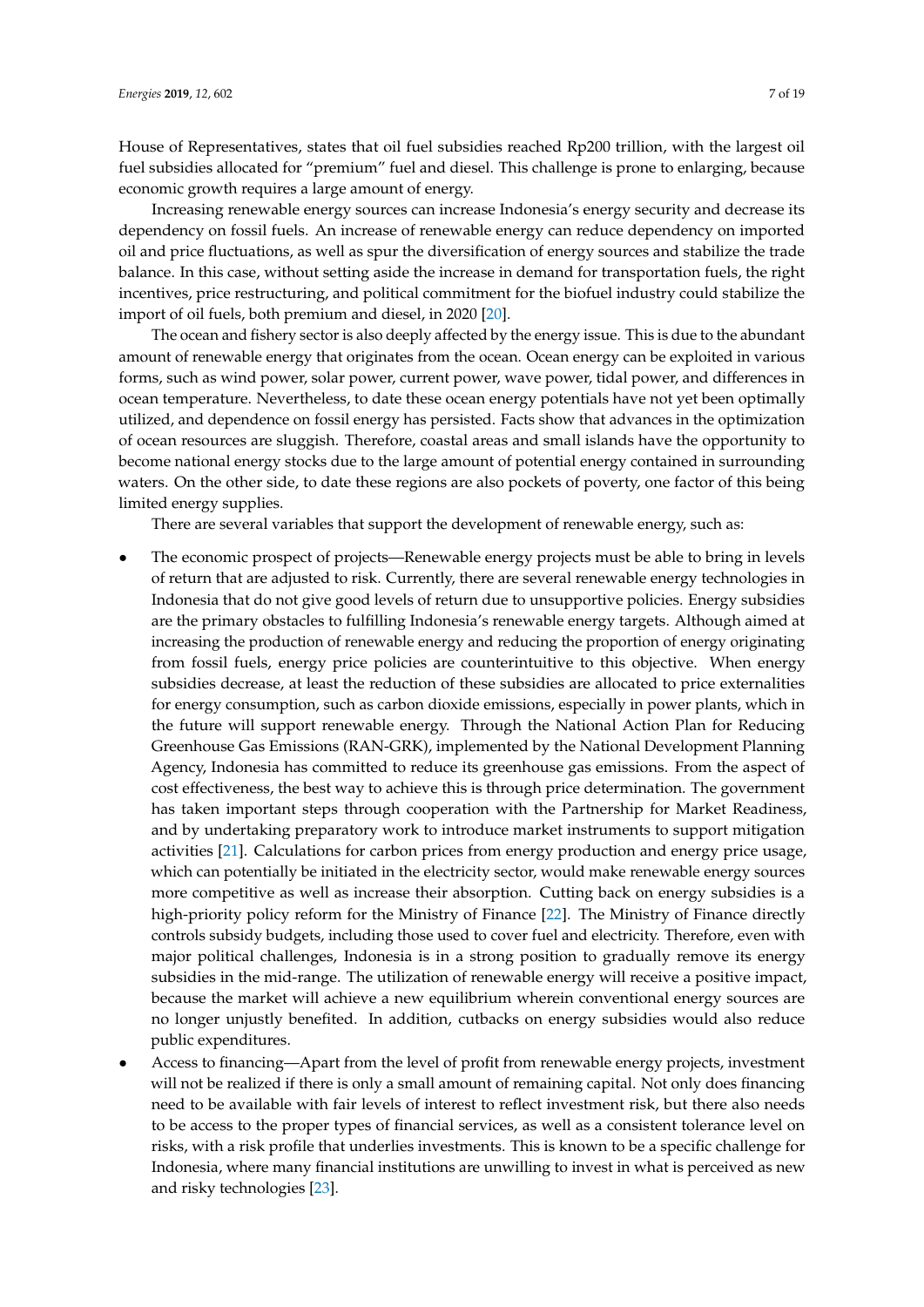House of Representatives, states that oil fuel subsidies reached Rp200 trillion, with the largest oil fuel subsidies allocated for "premium" fuel and diesel. This challenge is prone to enlarging, because economic growth requires a large amount of energy.

Increasing renewable energy sources can increase Indonesia's energy security and decrease its dependency on fossil fuels. An increase of renewable energy can reduce dependency on imported oil and price fluctuations, as well as spur the diversification of energy sources and stabilize the trade balance. In this case, without setting aside the increase in demand for transportation fuels, the right incentives, price restructuring, and political commitment for the biofuel industry could stabilize the import of oil fuels, both premium and diesel, in 2020 [20].

The ocean and fishery sector is also deeply affected by the energy issue. This is due to the abundant amount of renewable energy that originates from the ocean. Ocean energy can be exploited in various forms, such as wind power, solar power, current power, wave power, tidal power, and differences in ocean temperature. Nevertheless, to date these ocean energy potentials have not yet been optimally utilized, and dependence on fossil energy has persisted. Facts show that advances in the optimization of ocean resources are sluggish. Therefore, coastal areas and small islands have the opportunity to become national energy stocks due to the large amount of potential energy contained in surrounding waters. On the other side, to date these regions are also pockets of poverty, one factor of this being limited energy supplies.

There are several variables that support the development of renewable energy, such as:

- The economic prospect of projects—Renewable energy projects must be able to bring in levels of return that are adjusted to risk. Currently, there are several renewable energy technologies in Indonesia that do not give good levels of return due to unsupportive policies. Energy subsidies are the primary obstacles to fulfilling Indonesia's renewable energy targets. Although aimed at increasing the production of renewable energy and reducing the proportion of energy originating from fossil fuels, energy price policies are counterintuitive to this objective. When energy subsidies decrease, at least the reduction of these subsidies are allocated to price externalities for energy consumption, such as carbon dioxide emissions, especially in power plants, which in the future will support renewable energy. Through the National Action Plan for Reducing Greenhouse Gas Emissions (RAN-GRK), implemented by the National Development Planning Agency, Indonesia has committed to reduce its greenhouse gas emissions. From the aspect of cost effectiveness, the best way to achieve this is through price determination. The government has taken important steps through cooperation with the Partnership for Market Readiness, and by undertaking preparatory work to introduce market instruments to support mitigation activities [21]. Calculations for carbon prices from energy production and energy price usage, which can potentially be initiated in the electricity sector, would make renewable energy sources more competitive as well as increase their absorption. Cutting back on energy subsidies is a high-priority policy reform for the Ministry of Finance [22]. The Ministry of Finance directly controls subsidy budgets, including those used to cover fuel and electricity. Therefore, even with major political challenges, Indonesia is in a strong position to gradually remove its energy subsidies in the mid-range. The utilization of renewable energy will receive a positive impact, because the market will achieve a new equilibrium wherein conventional energy sources are no longer unjustly benefited. In addition, cutbacks on energy subsidies would also reduce public expenditures.
- Access to financing—Apart from the level of profit from renewable energy projects, investment will not be realized if there is only a small amount of remaining capital. Not only does financing need to be available with fair levels of interest to reflect investment risk, but there also needs to be access to the proper types of financial services, as well as a consistent tolerance level on risks, with a risk profile that underlies investments. This is known to be a specific challenge for Indonesia, where many financial institutions are unwilling to invest in what is perceived as new and risky technologies [23].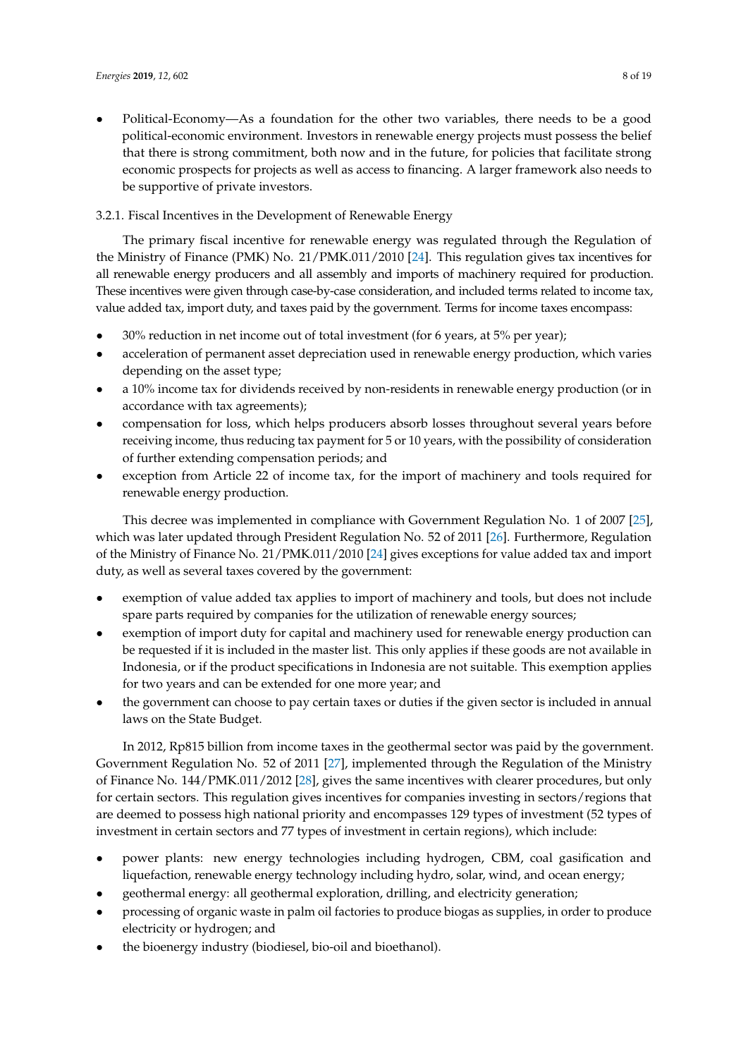- Political-Economy—As a foundation for the other two variables, there needs to be a good political-economic environment. Investors in renewable energy projects must possess the belief that there is strong commitment, both now and in the future, for policies that facilitate strong economic prospects for projects as well as access to financing. A larger framework also needs to be supportive of private investors.

### 3.2.1. Fiscal Incentives in the Development of Renewable Energy

The primary fiscal incentive for renewable energy was regulated through the Regulation of the Ministry of Finance (PMK) No. 21/PMK.011/2010 [24]. This regulation gives tax incentives for all renewable energy producers and all assembly and imports of machinery required for production. These incentives were given through case-by-case consideration, and included terms related to income tax, value added tax, import duty, and taxes paid by the government. Terms for income taxes encompass:

- 30% reduction in net income out of total investment (for 6 years, at 5% per year);
- acceleration of permanent asset depreciation used in renewable energy production, which varies depending on the asset type;
- a 10% income tax for dividends received by non-residents in renewable energy production (or in accordance with tax agreements);
- compensation for loss, which helps producers absorb losses throughout several years before receiving income, thus reducing tax payment for 5 or 10 years, with the possibility of consideration of further extending compensation periods; and
- exception from Article 22 of income tax, for the import of machinery and tools required for renewable energy production.

This decree was implemented in compliance with Government Regulation No. 1 of 2007 [25], which was later updated through President Regulation No. 52 of 2011 [26]. Furthermore, Regulation of the Ministry of Finance No. 21/PMK.011/2010 [24] gives exceptions for value added tax and import duty, as well as several taxes covered by the government:

- exemption of value added tax applies to import of machinery and tools, but does not include spare parts required by companies for the utilization of renewable energy sources;
- exemption of import duty for capital and machinery used for renewable energy production can be requested if it is included in the master list. This only applies if these goods are not available in Indonesia, or if the product specifications in Indonesia are not suitable. This exemption applies for two years and can be extended for one more year; and
- the government can choose to pay certain taxes or duties if the given sector is included in annual laws on the State Budget.

In 2012, Rp815 billion from income taxes in the geothermal sector was paid by the government. Government Regulation No. 52 of 2011 [27], implemented through the Regulation of the Ministry of Finance No. 144/PMK.011/2012 [28], gives the same incentives with clearer procedures, but only for certain sectors. This regulation gives incentives for companies investing in sectors/regions that are deemed to possess high national priority and encompasses 129 types of investment (52 types of investment in certain sectors and 77 types of investment in certain regions), which include:

- power plants: new energy technologies including hydrogen, CBM, coal gasification and liquefaction, renewable energy technology including hydro, solar, wind, and ocean energy;
- geothermal energy: all geothermal exploration, drilling, and electricity generation;
- processing of organic waste in palm oil factories to produce biogas as supplies, in order to produce electricity or hydrogen; and
- the bioenergy industry (biodiesel, bio-oil and bioethanol).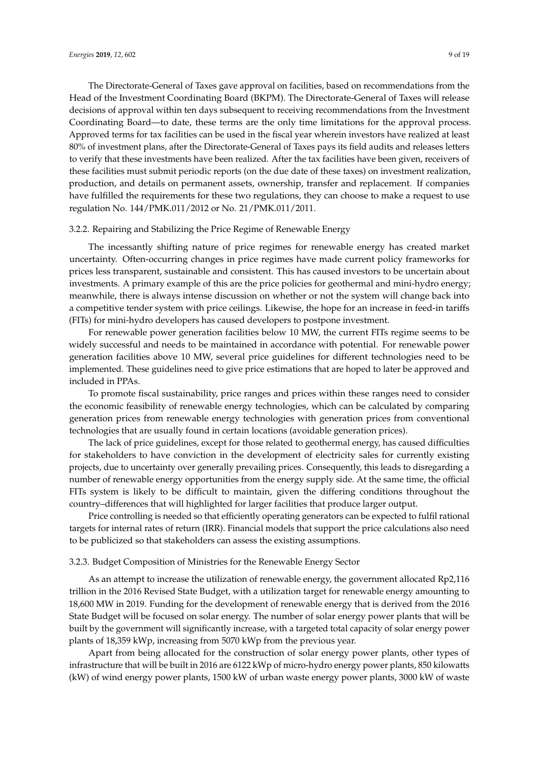The Directorate-General of Taxes gave approval on facilities, based on recommendations from the Head of the Investment Coordinating Board (BKPM). The Directorate-General of Taxes will release decisions of approval within ten days subsequent to receiving recommendations from the Investment Coordinating Board—to date, these terms are the only time limitations for the approval process. Approved terms for tax facilities can be used in the fiscal year wherein investors have realized at least 80% of investment plans, after the Directorate-General of Taxes pays its field audits and releases letters to verify that these investments have been realized. After the tax facilities have been given, receivers of these facilities must submit periodic reports (on the due date of these taxes) on investment realization, production, and details on permanent assets, ownership, transfer and replacement. If companies have fulfilled the requirements for these two regulations, they can choose to make a request to use regulation No. 144/PMK.011/2012 or No. 21/PMK.011/2011.

### 3.2.2. Repairing and Stabilizing the Price Regime of Renewable Energy

The incessantly shifting nature of price regimes for renewable energy has created market uncertainty. Often-occurring changes in price regimes have made current policy frameworks for prices less transparent, sustainable and consistent. This has caused investors to be uncertain about investments. A primary example of this are the price policies for geothermal and mini-hydro energy; meanwhile, there is always intense discussion on whether or not the system will change back into a competitive tender system with price ceilings. Likewise, the hope for an increase in feed-in tariffs (FITs) for mini-hydro developers has caused developers to postpone investment.

For renewable power generation facilities below 10 MW, the current FITs regime seems to be widely successful and needs to be maintained in accordance with potential. For renewable power generation facilities above 10 MW, several price guidelines for different technologies need to be implemented. These guidelines need to give price estimations that are hoped to later be approved and included in PPAs.

To promote fiscal sustainability, price ranges and prices within these ranges need to consider the economic feasibility of renewable energy technologies, which can be calculated by comparing generation prices from renewable energy technologies with generation prices from conventional technologies that are usually found in certain locations (avoidable generation prices).

The lack of price guidelines, except for those related to geothermal energy, has caused difficulties for stakeholders to have conviction in the development of electricity sales for currently existing projects, due to uncertainty over generally prevailing prices. Consequently, this leads to disregarding a number of renewable energy opportunities from the energy supply side. At the same time, the official FITs system is likely to be difficult to maintain, given the differing conditions throughout the country–differences that will highlighted for larger facilities that produce larger output.

Price controlling is needed so that efficiently operating generators can be expected to fulfil rational targets for internal rates of return (IRR). Financial models that support the price calculations also need to be publicized so that stakeholders can assess the existing assumptions.

### 3.2.3. Budget Composition of Ministries for the Renewable Energy Sector

As an attempt to increase the utilization of renewable energy, the government allocated Rp2,116 trillion in the 2016 Revised State Budget, with a utilization target for renewable energy amounting to 18,600 MW in 2019. Funding for the development of renewable energy that is derived from the 2016 State Budget will be focused on solar energy. The number of solar energy power plants that will be built by the government will significantly increase, with a targeted total capacity of solar energy power plants of 18,359 kWp, increasing from 5070 kWp from the previous year.

Apart from being allocated for the construction of solar energy power plants, other types of infrastructure that will be built in 2016 are 6122 kWp of micro-hydro energy power plants, 850 kilowatts (kW) of wind energy power plants, 1500 kW of urban waste energy power plants, 3000 kW of waste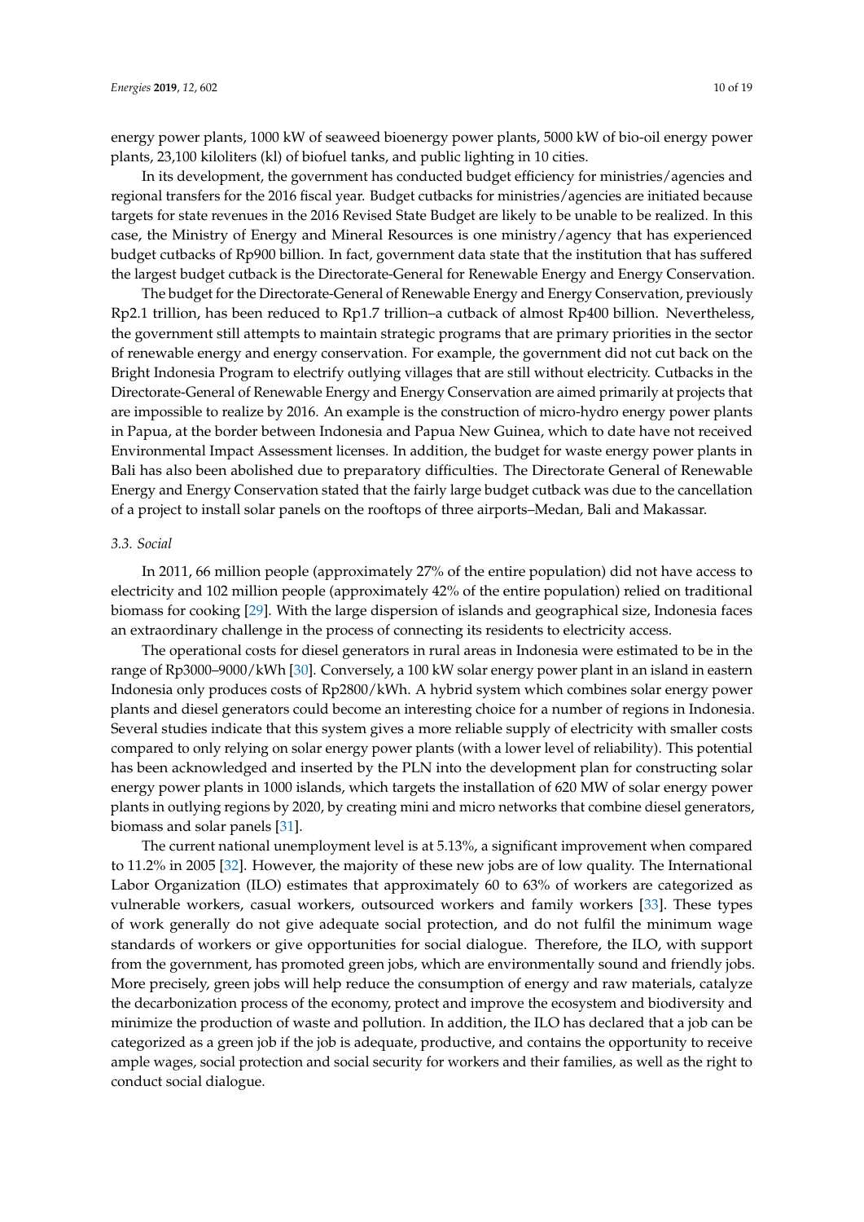energy power plants, 1000 kW of seaweed bioenergy power plants, 5000 kW of bio-oil energy power plants, 23,100 kiloliters (kl) of biofuel tanks, and public lighting in 10 cities.

In its development, the government has conducted budget efficiency for ministries/agencies and regional transfers for the 2016 fiscal year. Budget cutbacks for ministries/agencies are initiated because targets for state revenues in the 2016 Revised State Budget are likely to be unable to be realized. In this case, the Ministry of Energy and Mineral Resources is one ministry/agency that has experienced budget cutbacks of Rp900 billion. In fact, government data state that the institution that has suffered the largest budget cutback is the Directorate-General for Renewable Energy and Energy Conservation.

The budget for the Directorate-General of Renewable Energy and Energy Conservation, previously Rp2.1 trillion, has been reduced to Rp1.7 trillion–a cutback of almost Rp400 billion. Nevertheless, the government still attempts to maintain strategic programs that are primary priorities in the sector of renewable energy and energy conservation. For example, the government did not cut back on the Bright Indonesia Program to electrify outlying villages that are still without electricity. Cutbacks in the Directorate-General of Renewable Energy and Energy Conservation are aimed primarily at projects that are impossible to realize by 2016. An example is the construction of micro-hydro energy power plants in Papua, at the border between Indonesia and Papua New Guinea, which to date have not received Environmental Impact Assessment licenses. In addition, the budget for waste energy power plants in Bali has also been abolished due to preparatory difficulties. The Directorate General of Renewable Energy and Energy Conservation stated that the fairly large budget cutback was due to the cancellation of a project to install solar panels on the rooftops of three airports–Medan, Bali and Makassar.

### *3.3. Social*

In 2011, 66 million people (approximately 27% of the entire population) did not have access to electricity and 102 million people (approximately 42% of the entire population) relied on traditional biomass for cooking [29]. With the large dispersion of islands and geographical size, Indonesia faces an extraordinary challenge in the process of connecting its residents to electricity access.

The operational costs for diesel generators in rural areas in Indonesia were estimated to be in the range of Rp3000–9000/kWh [30]. Conversely, a 100 kW solar energy power plant in an island in eastern Indonesia only produces costs of Rp2800/kWh. A hybrid system which combines solar energy power plants and diesel generators could become an interesting choice for a number of regions in Indonesia. Several studies indicate that this system gives a more reliable supply of electricity with smaller costs compared to only relying on solar energy power plants (with a lower level of reliability). This potential has been acknowledged and inserted by the PLN into the development plan for constructing solar energy power plants in 1000 islands, which targets the installation of 620 MW of solar energy power plants in outlying regions by 2020, by creating mini and micro networks that combine diesel generators, biomass and solar panels [31].

The current national unemployment level is at 5.13%, a significant improvement when compared to 11.2% in 2005 [32]. However, the majority of these new jobs are of low quality. The International Labor Organization (ILO) estimates that approximately 60 to 63% of workers are categorized as vulnerable workers, casual workers, outsourced workers and family workers [33]. These types of work generally do not give adequate social protection, and do not fulfil the minimum wage standards of workers or give opportunities for social dialogue. Therefore, the ILO, with support from the government, has promoted green jobs, which are environmentally sound and friendly jobs. More precisely, green jobs will help reduce the consumption of energy and raw materials, catalyze the decarbonization process of the economy, protect and improve the ecosystem and biodiversity and minimize the production of waste and pollution. In addition, the ILO has declared that a job can be categorized as a green job if the job is adequate, productive, and contains the opportunity to receive ample wages, social protection and social security for workers and their families, as well as the right to conduct social dialogue.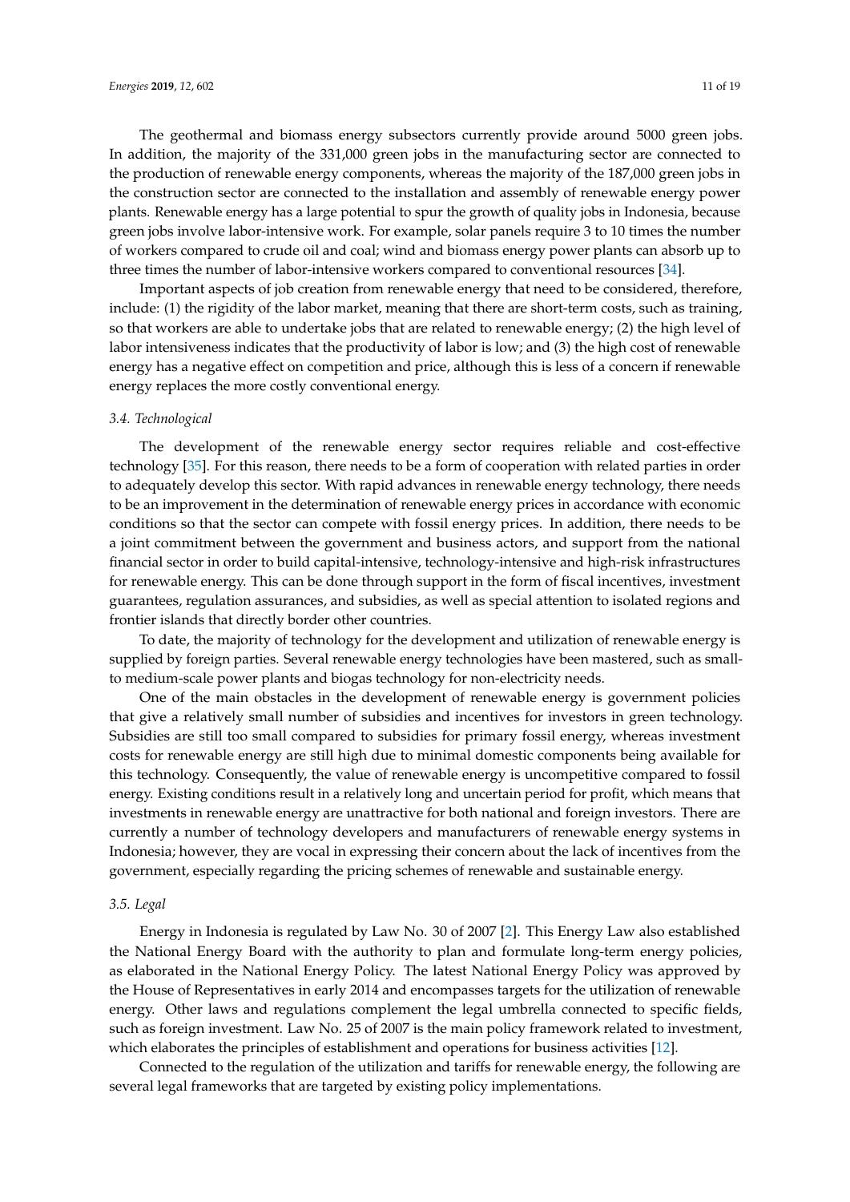The geothermal and biomass energy subsectors currently provide around 5000 green jobs. In addition, the majority of the 331,000 green jobs in the manufacturing sector are connected to the production of renewable energy components, whereas the majority of the 187,000 green jobs in the construction sector are connected to the installation and assembly of renewable energy power plants. Renewable energy has a large potential to spur the growth of quality jobs in Indonesia, because green jobs involve labor-intensive work. For example, solar panels require 3 to 10 times the number of workers compared to crude oil and coal; wind and biomass energy power plants can absorb up to three times the number of labor-intensive workers compared to conventional resources [34].

Important aspects of job creation from renewable energy that need to be considered, therefore, include: (1) the rigidity of the labor market, meaning that there are short-term costs, such as training, so that workers are able to undertake jobs that are related to renewable energy; (2) the high level of labor intensiveness indicates that the productivity of labor is low; and (3) the high cost of renewable energy has a negative effect on competition and price, although this is less of a concern if renewable energy replaces the more costly conventional energy.

### *3.4. Technological*

The development of the renewable energy sector requires reliable and cost-effective technology [35]. For this reason, there needs to be a form of cooperation with related parties in order to adequately develop this sector. With rapid advances in renewable energy technology, there needs to be an improvement in the determination of renewable energy prices in accordance with economic conditions so that the sector can compete with fossil energy prices. In addition, there needs to be a joint commitment between the government and business actors, and support from the national financial sector in order to build capital-intensive, technology-intensive and high-risk infrastructures for renewable energy. This can be done through support in the form of fiscal incentives, investment guarantees, regulation assurances, and subsidies, as well as special attention to isolated regions and frontier islands that directly border other countries.

To date, the majority of technology for the development and utilization of renewable energy is supplied by foreign parties. Several renewable energy technologies have been mastered, such as small- to medium-scale power plants and biogas technology for non-electricity needs.

One of the main obstacles in the development of renewable energy is government policies that give a relatively small number of subsidies and incentives for investors in green technology. Subsidies are still too small compared to subsidies for primary fossil energy, whereas investment costs for renewable energy are still high due to minimal domestic components being available for this technology. Consequently, the value of renewable energy is uncompetitive compared to fossil energy. Existing conditions result in a relatively long and uncertain period for profit, which means that investments in renewable energy are unattractive for both national and foreign investors. There are currently a number of technology developers and manufacturers of renewable energy systems in Indonesia; however, they are vocal in expressing their concern about the lack of incentives from the government, especially regarding the pricing schemes of renewable and sustainable energy.

### *3.5. Legal*

Energy in Indonesia is regulated by Law No. 30 of 2007 [2]. This Energy Law also established the National Energy Board with the authority to plan and formulate long-term energy policies, as elaborated in the National Energy Policy. The latest National Energy Policy was approved by the House of Representatives in early 2014 and encompasses targets for the utilization of renewable energy. Other laws and regulations complement the legal umbrella connected to specific fields, such as foreign investment. Law No. 25 of 2007 is the main policy framework related to investment, which elaborates the principles of establishment and operations for business activities [12].

Connected to the regulation of the utilization and tariffs for renewable energy, the following are several legal frameworks that are targeted by existing policy implementations.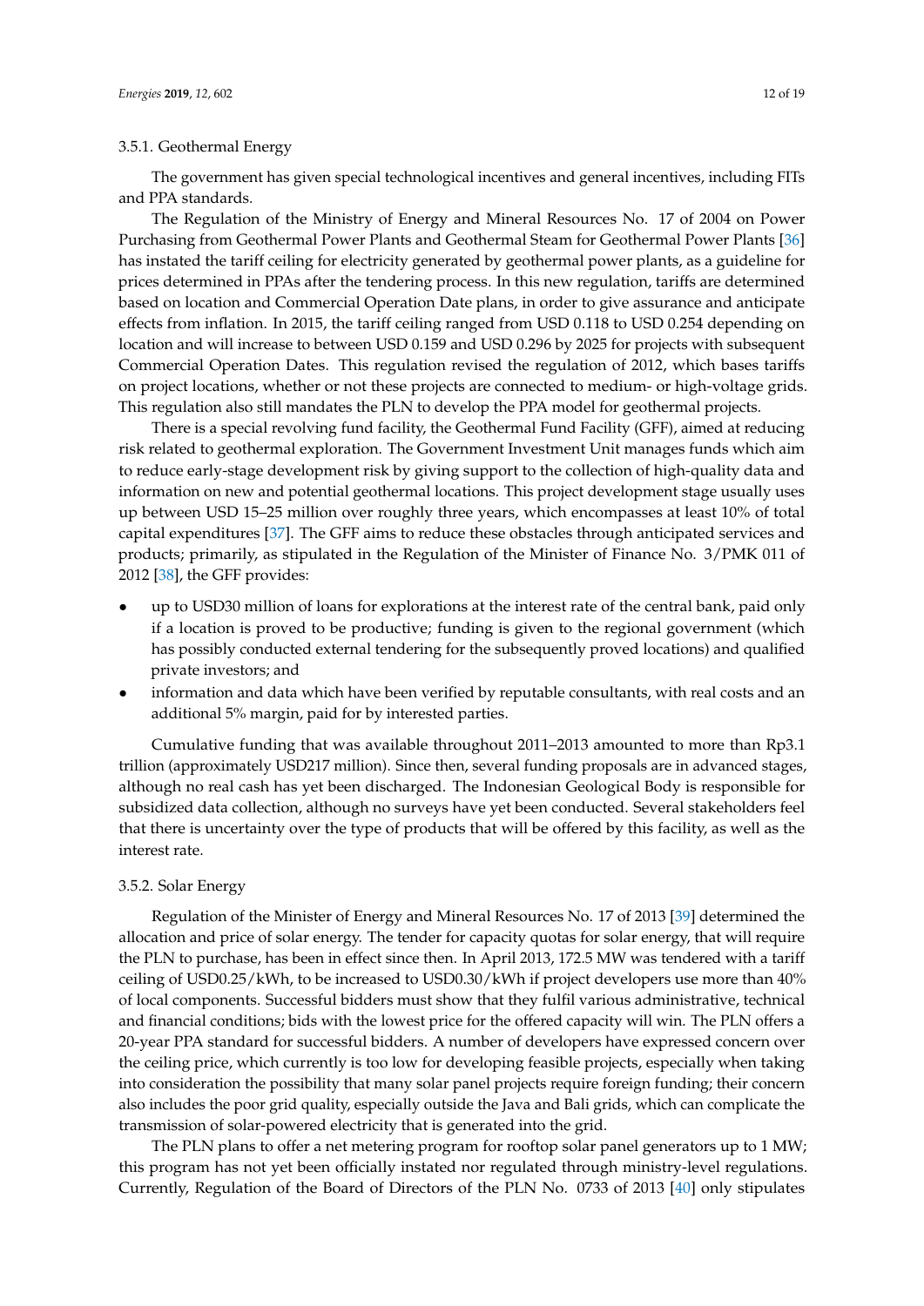### 3.5.1. Geothermal Energy

The government has given special technological incentives and general incentives, including FITs and PPA standards.

The Regulation of the Ministry of Energy and Mineral Resources No. 17 of 2004 on Power Purchasing from Geothermal Power Plants and Geothermal Steam for Geothermal Power Plants [36] has instated the tariff ceiling for electricity generated by geothermal power plants, as a guideline for prices determined in PPAs after the tendering process. In this new regulation, tariffs are determined based on location and Commercial Operation Date plans, in order to give assurance and anticipate effects from inflation. In 2015, the tariff ceiling ranged from USD 0.118 to USD 0.254 depending on location and will increase to between USD 0.159 and USD 0.296 by 2025 for projects with subsequent Commercial Operation Dates. This regulation revised the regulation of 2012, which bases tariffs on project locations, whether or not these projects are connected to medium- or high-voltage grids. This regulation also still mandates the PLN to develop the PPA model for geothermal projects.

There is a special revolving fund facility, the Geothermal Fund Facility (GFF), aimed at reducing risk related to geothermal exploration. The Government Investment Unit manages funds which aim to reduce early-stage development risk by giving support to the collection of high-quality data and information on new and potential geothermal locations. This project development stage usually uses up between USD 15–25 million over roughly three years, which encompasses at least 10% of total capital expenditures [37]. The GFF aims to reduce these obstacles through anticipated services and products; primarily, as stipulated in the Regulation of the Minister of Finance No. 3/PMK 011 of 2012 [38], the GFF provides:

- up to USD30 million of loans for explorations at the interest rate of the central bank, paid only if a location is proved to be productive; funding is given to the regional government (which has possibly conducted external tendering for the subsequently proved locations) and qualified private investors; and
- information and data which have been verified by reputable consultants, with real costs and an additional 5% margin, paid for by interested parties.

Cumulative funding that was available throughout 2011–2013 amounted to more than Rp3.1 trillion (approximately USD217 million). Since then, several funding proposals are in advanced stages, although no real cash has yet been discharged. The Indonesian Geological Body is responsible for subsidized data collection, although no surveys have yet been conducted. Several stakeholders feel that there is uncertainty over the type of products that will be offered by this facility, as well as the interest rate.

### 3.5.2. Solar Energy

Regulation of the Minister of Energy and Mineral Resources No. 17 of 2013 [39] determined the allocation and price of solar energy. The tender for capacity quotas for solar energy, that will require the PLN to purchase, has been in effect since then. In April 2013, 172.5 MW was tendered with a tariff ceiling of USD0.25/kWh, to be increased to USD0.30/kWh if project developers use more than 40% of local components. Successful bidders must show that they fulfil various administrative, technical and financial conditions; bids with the lowest price for the offered capacity will win. The PLN offers a 20-year PPA standard for successful bidders. A number of developers have expressed concern over the ceiling price, which currently is too low for developing feasible projects, especially when taking into consideration the possibility that many solar panel projects require foreign funding; their concern also includes the poor grid quality, especially outside the Java and Bali grids, which can complicate the transmission of solar-powered electricity that is generated into the grid.

The PLN plans to offer a net metering program for rooftop solar panel generators up to 1 MW; this program has not yet been officially instated nor regulated through ministry-level regulations. Currently, Regulation of the Board of Directors of the PLN No. 0733 of 2013 [40] only stipulates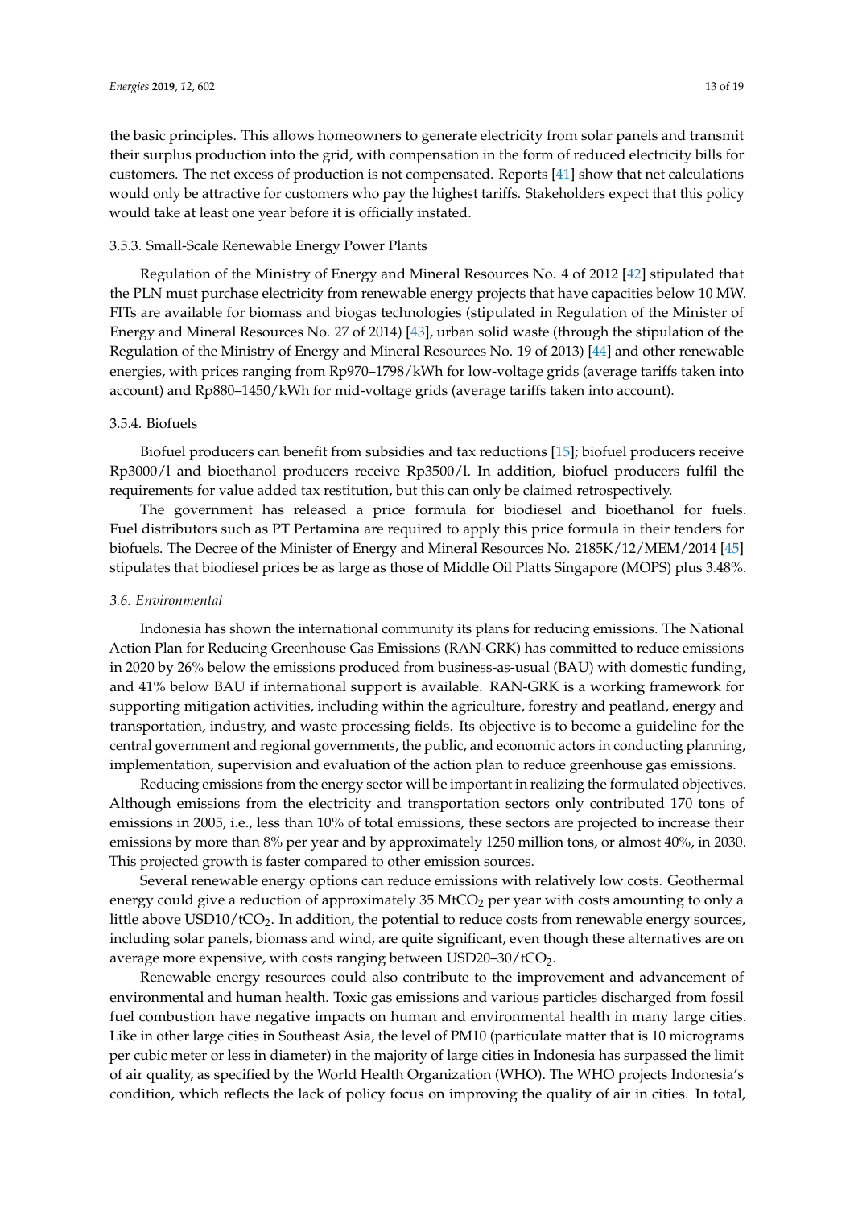the basic principles. This allows homeowners to generate electricity from solar panels and transmit their surplus production into the grid, with compensation in the form of reduced electricity bills for customers. The net excess of production is not compensated. Reports [41] show that net calculations would only be attractive for customers who pay the highest tariffs. Stakeholders expect that this policy would take at least one year before it is officially instated.

#### 3.5.3. Small-Scale Renewable Energy Power Plants

Regulation of the Ministry of Energy and Mineral Resources No. 4 of 2012 [42] stipulated that the PLN must purchase electricity from renewable energy projects that have capacities below 10 MW. FITs are available for biomass and biogas technologies (stipulated in Regulation of the Minister of Energy and Mineral Resources No. 27 of 2014) [43], urban solid waste (through the stipulation of the Regulation of the Ministry of Energy and Mineral Resources No. 19 of 2013) [44] and other renewable energies, with prices ranging from Rp970–1798/kWh for low-voltage grids (average tariffs taken into account) and Rp880–1450/kWh for mid-voltage grids (average tariffs taken into account).

#### 3.5.4. Biofuels

Biofuel producers can benefit from subsidies and tax reductions [15]; biofuel producers receive Rp3000/l and bioethanol producers receive Rp3500/l. In addition, biofuel producers fulfil the requirements for value added tax restitution, but this can only be claimed retrospectively.

The government has released a price formula for biodiesel and bioethanol for fuels. Fuel distributors such as PT Pertamina are required to apply this price formula in their tenders for biofuels. The Decree of the Minister of Energy and Mineral Resources No. 2185K/12/MEM/2014 [45] stipulates that biodiesel prices be as large as those of Middle Oil Platts Singapore (MOPS) plus 3.48%.

### *3.6. Environmental*

Indonesia has shown the international community its plans for reducing emissions. The National Action Plan for Reducing Greenhouse Gas Emissions (RAN-GRK) has committed to reduce emissions in 2020 by 26% below the emissions produced from business-as-usual (BAU) with domestic funding, and 41% below BAU if international support is available. RAN-GRK is a working framework for supporting mitigation activities, including within the agriculture, forestry and peatland, energy and transportation, industry, and waste processing fields. Its objective is to become a guideline for the central government and regional governments, the public, and economic actors in conducting planning, implementation, supervision and evaluation of the action plan to reduce greenhouse gas emissions.

Reducing emissions from the energy sector will be important in realizing the formulated objectives. Although emissions from the electricity and transportation sectors only contributed 170 tons of emissions in 2005, i.e., less than 10% of total emissions, these sectors are projected to increase their emissions by more than 8% per year and by approximately 1250 million tons, or almost 40%, in 2030. This projected growth is faster compared to other emission sources.

Several renewable energy options can reduce emissions with relatively low costs. Geothermal energy could give a reduction of approximately 35 $MtCO_2$ per year with costs amounting to only a little above $USD10/tCO_2$. In addition, the potential to reduce costs from renewable energy sources, including solar panels, biomass and wind, are quite significant, even though these alternatives are on average more expensive, with costs ranging between $USD20–30/tCO_2$.

Renewable energy resources could also contribute to the improvement and advancement of environmental and human health. Toxic gas emissions and various particles discharged from fossil fuel combustion have negative impacts on human and environmental health in many large cities. Like in other large cities in Southeast Asia, the level of PM10 (particulate matter that is 10 micrograms per cubic meter or less in diameter) in the majority of large cities in Indonesia has surpassed the limit of air quality, as specified by the World Health Organization (WHO). The WHO projects Indonesia's condition, which reflects the lack of policy focus on improving the quality of air in cities. In total,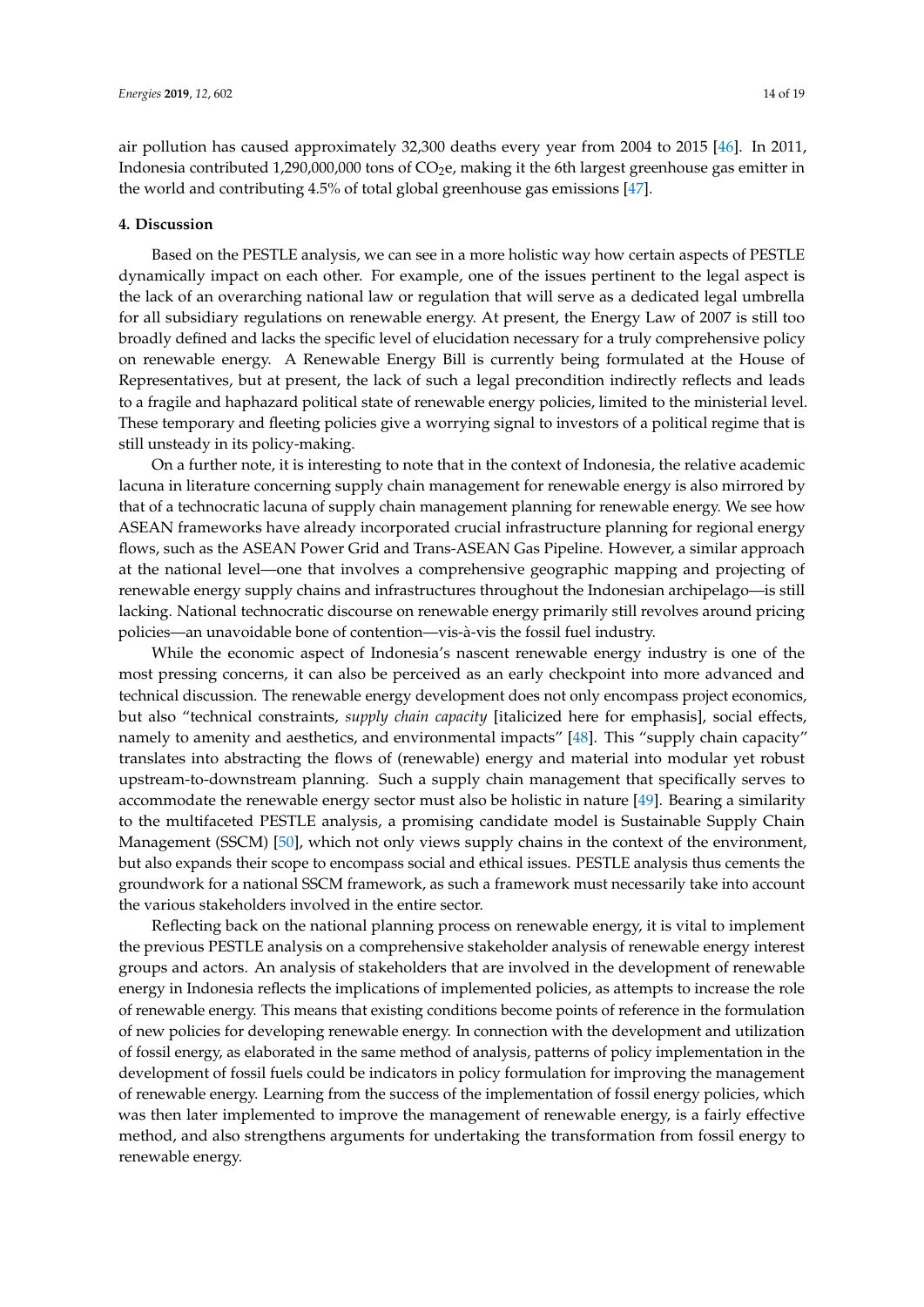air pollution has caused approximately 32,300 deaths every year from 2004 to 2015 [46]. In 2011, Indonesia contributed 1,290,000,000 tons of $CO_2e$, making it the 6th largest greenhouse gas emitter in the world and contributing 4.5% of total global greenhouse gas emissions [47].

## 4. Discussion

Based on the PESTLE analysis, we can see in a more holistic way how certain aspects of PESTLE dynamically impact on each other. For example, one of the issues pertinent to the legal aspect is the lack of an overarching national law or regulation that will serve as a dedicated legal umbrella for all subsidiary regulations on renewable energy. At present, the Energy Law of 2007 is still too broadly defined and lacks the specific level of elucidation necessary for a truly comprehensive policy on renewable energy. A Renewable Energy Bill is currently being formulated at the House of Representatives, but at present, the lack of such a legal precondition indirectly reflects and leads to a fragile and haphazard political state of renewable energy policies, limited to the ministerial level. These temporary and fleeting policies give a worrying signal to investors of a political regime that is still unsteady in its policy-making.

On a further note, it is interesting to note that in the context of Indonesia, the relative academic lacuna in literature concerning supply chain management for renewable energy is also mirrored by that of a technocratic lacuna of supply chain management planning for renewable energy. We see how ASEAN frameworks have already incorporated crucial infrastructure planning for regional energy flows, such as the ASEAN Power Grid and Trans-ASEAN Gas Pipeline. However, a similar approach at the national level—one that involves a comprehensive geographic mapping and projecting of renewable energy supply chains and infrastructures throughout the Indonesian archipelago—is still lacking. National technocratic discourse on renewable energy primarily still revolves around pricing policies—an unavoidable bone of contention—vis-à-vis the fossil fuel industry.

While the economic aspect of Indonesia's nascent renewable energy industry is one of the most pressing concerns, it can also be perceived as an early checkpoint into more advanced and technical discussion. The renewable energy development does not only encompass project economics, but also "technical constraints, *supply chain capacity* [italicized here for emphasis], social effects, namely to amenity and aesthetics, and environmental impacts" [48]. This "supply chain capacity" translates into abstracting the flows of (renewable) energy and material into modular yet robust upstream-to-downstream planning. Such a supply chain management that specifically serves to accommodate the renewable energy sector must also be holistic in nature [49]. Bearing a similarity to the multifaceted PESTLE analysis, a promising candidate model is Sustainable Supply Chain Management (SSCM) [50], which not only views supply chains in the context of the environment, but also expands their scope to encompass social and ethical issues. PESTLE analysis thus cements the groundwork for a national SSCM framework, as such a framework must necessarily take into account the various stakeholders involved in the entire sector.

Reflecting back on the national planning process on renewable energy, it is vital to implement the previous PESTLE analysis on a comprehensive stakeholder analysis of renewable energy interest groups and actors. An analysis of stakeholders that are involved in the development of renewable energy in Indonesia reflects the implications of implemented policies, as attempts to increase the role of renewable energy. This means that existing conditions become points of reference in the formulation of new policies for developing renewable energy. In connection with the development and utilization of fossil energy, as elaborated in the same method of analysis, patterns of policy implementation in the development of fossil fuels could be indicators in policy formulation for improving the management of renewable energy. Learning from the success of the implementation of fossil energy policies, which was then later implemented to improve the management of renewable energy, is a fairly effective method, and also strengthens arguments for undertaking the transformation from fossil energy to renewable energy.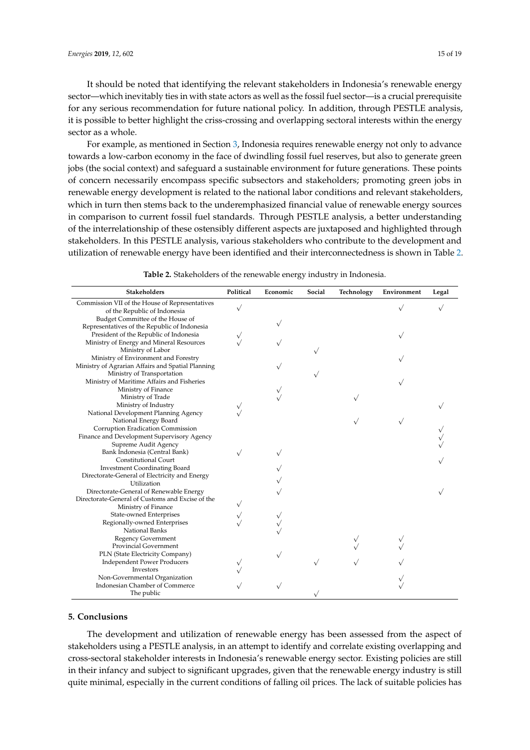It should be noted that identifying the relevant stakeholders in Indonesia's renewable energy sector—which inevitably ties in with state actors as well as the fossil fuel sector—is a crucial prerequisite for any serious recommendation for future national policy. In addition, through PESTLE analysis, it is possible to better highlight the criss-crossing and overlapping sectoral interests within the energy sector as a whole.

For example, as mentioned in Section 3, Indonesia requires renewable energy not only to advance towards a low-carbon economy in the face of dwindling fossil fuel reserves, but also to generate green jobs (the social context) and safeguard a sustainable environment for future generations. These points of concern necessarily encompass specific subsectors and stakeholders; promoting green jobs in renewable energy development is related to the national labor conditions and relevant stakeholders, which in turn then stems back to the underemphasized financial value of renewable energy sources in comparison to current fossil fuel standards. Through PESTLE analysis, a better understanding of the interrelationship of these ostensibly different aspects are juxtaposed and highlighted through stakeholders. In this PESTLE analysis, various stakeholders who contribute to the development and utilization of renewable energy have been identified and their interconnectedness is shown in Table 2.

**Table 2.** Stakeholders of the renewable energy industry in Indonesia.

| Stakeholders | Political | Economic | Social | Technology | Environment | Legal |
|---|---|---|---|---|---|---|
| Commission VII of the House of Representatives of the Republic of Indonesia | √ | | | | √ | √ |
| Budget Committee of the House of Representatives of the Republic of Indonesia | | √ | | | | |
| President of the Republic of Indonesia | √ | | | | √ | |
| Ministry of Energy and Mineral Resources | √ | √ | | | | |
| Ministry of Labor | | | √ | | | |
| Ministry of Environment and Forestry | | | | | √ | |
| Ministry of Agrarian Affairs and Spatial Planning | | √ | | | | |
| Ministry of Transportation | | | √ | | | |
| Ministry of Maritime Affairs and Fisheries | | | | | √ | |
| Ministry of Finance | | √ | | | | |
| Ministry of Trade | | √ | | √ | | |
| Ministry of Industry | √ | | | | | √ |
| National Development Planning Agency | √ | | | | | |
| National Energy Board | | | | √ | √ | |
| Corruption Eradication Commission | | | | | | √ |
| Finance and Development Supervisory Agency | | | | | | √ |
| Supreme Audit Agency | | | | | | √ |
| Bank Indonesia (Central Bank) | √ | √ | | | | |
| Constitutional Court | | | | | | √ |
| Investment Coordinating Board | | √ | | | | |
| Directorate-General of Electricity and Energy Utilization | | √ | | | | |
| Directorate-General of Renewable Energy | | √ | | | | √ |
| Directorate-General of Customs and Excise of the Ministry of Finance | √ | | | | | |
| State-owned Enterprises | √ | √ | | | | |
| Regionally-owned Enterprises | √ | √ | | | | |
| National Banks | | √ | | | | |
| Regency Government | | | | √ | √ | |
| Provincial Government | | | | √ | √ | |
| PLN (State Electricity Company) | | √ | | | | |
| Independent Power Producers | √ | | √ | √ | √ | |
| Investors | √ | | | | | |
| Non-Governmental Organization | | | | | √ | |
| Indonesian Chamber of Commerce | √ | √ | | | √ | |
| The public | | | √ | | | |

## 5. Conclusions

The development and utilization of renewable energy has been assessed from the aspect of stakeholders using a PESTLE analysis, in an attempt to identify and correlate existing overlapping and cross-sectoral stakeholder interests in Indonesia's renewable energy sector. Existing policies are still in their infancy and subject to significant upgrades, given that the renewable energy industry is still quite minimal, especially in the current conditions of falling oil prices. The lack of suitable policies has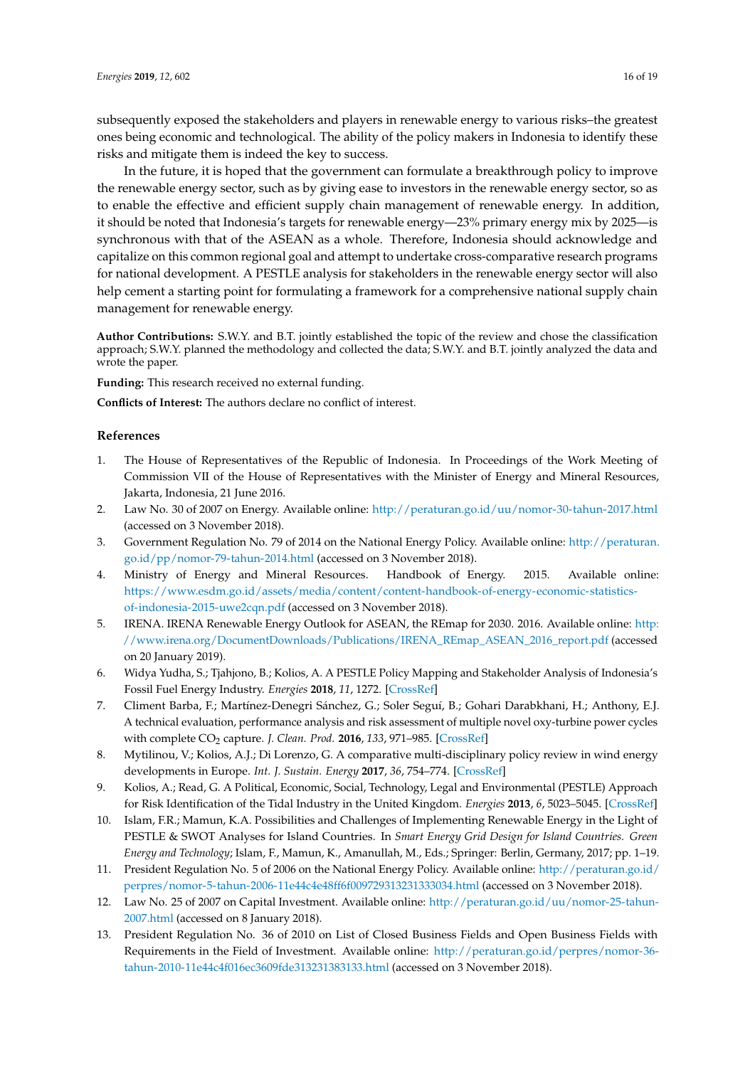subsequently exposed the stakeholders and players in renewable energy to various risks–the greatest ones being economic and technological. The ability of the policy makers in Indonesia to identify these risks and mitigate them is indeed the key to success.

In the future, it is hoped that the government can formulate a breakthrough policy to improve the renewable energy sector, such as by giving ease to investors in the renewable energy sector, so as to enable the effective and efficient supply chain management of renewable energy. In addition, it should be noted that Indonesia's targets for renewable energy—23% primary energy mix by 2025—is synchronous with that of the ASEAN as a whole. Therefore, Indonesia should acknowledge and capitalize on this common regional goal and attempt to undertake cross-comparative research programs for national development. A PESTLE analysis for stakeholders in the renewable energy sector will also help cement a starting point for formulating a framework for a comprehensive national supply chain management for renewable energy.

**Author Contributions:** S.W.Y. and B.T. jointly established the topic of the review and chose the classification approach; S.W.Y. planned the methodology and collected the data; S.W.Y. and B.T. jointly analyzed the data and wrote the paper.

**Funding:** This research received no external funding.

**Conflicts of Interest:** The authors declare no conflict of interest.

## References

1. The House of Representatives of the Republic of Indonesia. In Proceedings of the Work Meeting of Commission VII of the House of Representatives with the Minister of Energy and Mineral Resources, Jakarta, Indonesia, 21 June 2016.
2. Law No. 30 of 2007 on Energy. Available online: http://peraturan.go.id/uu/nomor-30-tahun-2017.html (accessed on 3 November 2018).
3. Government Regulation No. 79 of 2014 on the National Energy Policy. Available online: http://peraturan.go.id/pp/nomor-79-tahun-2014.html (accessed on 3 November 2018).
4. Ministry of Energy and Mineral Resources. Handbook of Energy. 2015. Available online: https://www.esdm.go.id/assets/media/content/content-handbook-of-energy-economic-statistics-of-indonesia-2015-uwe2cqn.pdf (accessed on 3 November 2018).
5. IRENA. IRENA Renewable Energy Outlook for ASEAN, the REmap for 2030. 2016. Available online: http://www.irena.org/DocumentDownloads/Publications/IRENA_REmap_ASEAN_2016_report.pdf (accessed on 20 January 2019).
6. Widya Yudha, S.; Tjahjono, B.; Kolios, A. A PESTLE Policy Mapping and Stakeholder Analysis of Indonesia's Fossil Fuel Energy Industry. *Energies* **2018**, *11*, 1272. [CrossRef]
7. Climent Barba, F.; Martínez-Denegri Sánchez, G.; Soler Seguí, B.; Gohari Darabkhani, H.; Anthony, E.J. A technical evaluation, performance analysis and risk assessment of multiple novel oxy-turbine power cycles with complete $CO_2$ capture. *J. Clean. Prod.* **2016**, *133*, 971–985. [CrossRef]
8. Mytilinou, V.; Kolios, A.J.; Di Lorenzo, G. A comparative multi-disciplinary policy review in wind energy developments in Europe. *Int. J. Sustain. Energy* **2017**, *36*, 754–774. [CrossRef]
9. Kolios, A.; Read, G. A Political, Economic, Social, Technology, Legal and Environmental (PESTLE) Approach for Risk Identification of the Tidal Industry in the United Kingdom. *Energies* **2013**, *6*, 5023–5045. [CrossRef]
10. Islam, F.R.; Mamun, K.A. Possibilities and Challenges of Implementing Renewable Energy in the Light of PESTLE & SWOT Analyses for Island Countries. In *Smart Energy Grid Design for Island Countries. Green Energy and Technology*; Islam, F., Mamun, K., Amanullah, M., Eds.; Springer: Berlin, Germany, 2017; pp. 1–19.
11. President Regulation No. 5 of 2006 on the National Energy Policy. Available online: http://peraturan.go.id/perpres/nomor-5-tahun-2006-11e44c4e48ff6f009729313231333034.html (accessed on 3 November 2018).
12. Law No. 25 of 2007 on Capital Investment. Available online: http://peraturan.go.id/uu/nomor-25-tahun-2007.html (accessed on 8 January 2018).
13. President Regulation No. 36 of 2010 on List of Closed Business Fields and Open Business Fields with Requirements in the Field of Investment. Available online: http://peraturan.go.id/perpres/nomor-36-tahun-2010-11e44c4f016ec3609fde313231383133.html (accessed on 3 November 2018).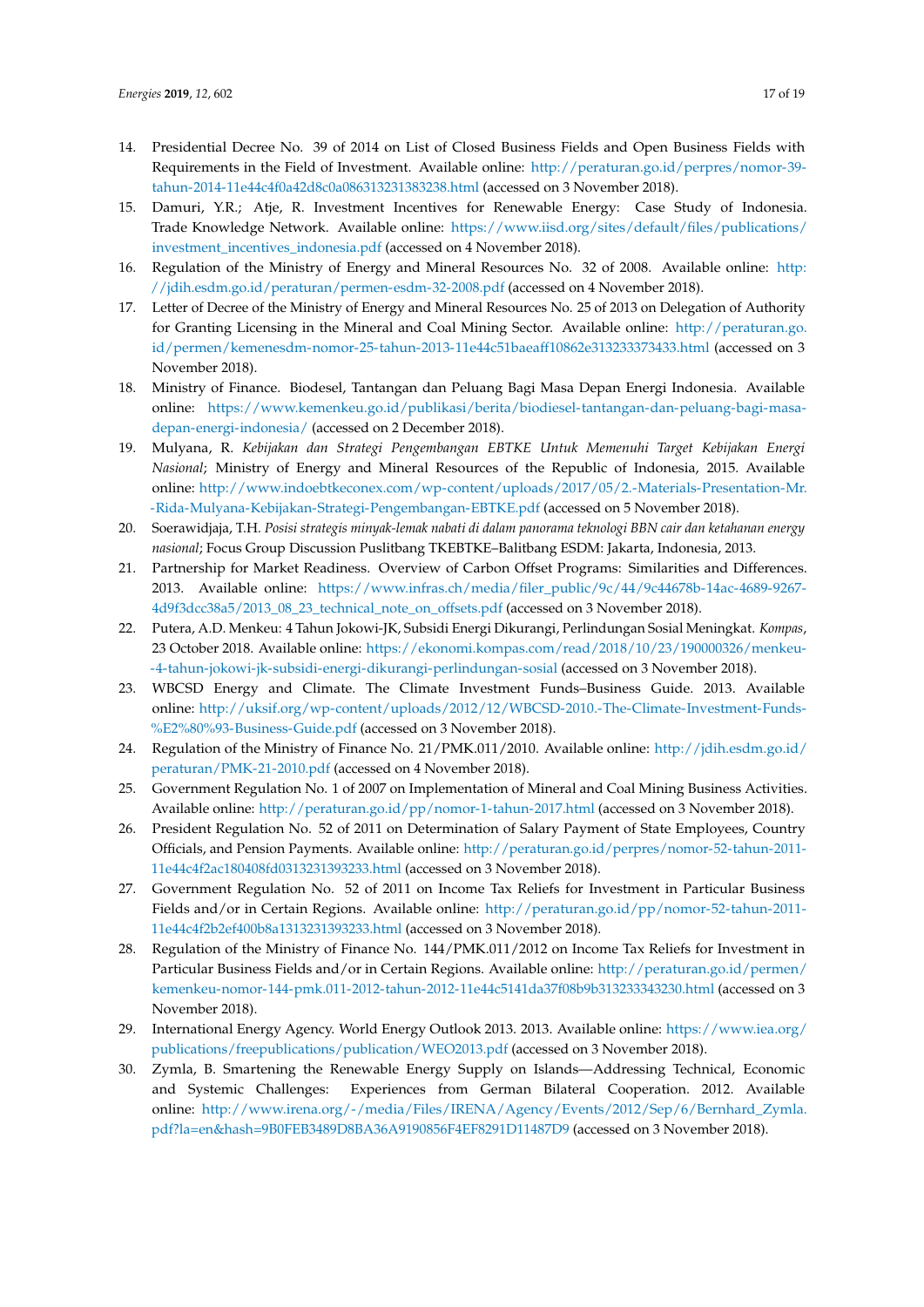14. Presidential Decree No. 39 of 2014 on List of Closed Business Fields and Open Business Fields with Requirements in the Field of Investment. Available online: http://peraturan.go.id/perpres/nomor-39-tahun-2014-11e44c4f0a42d8c0a086313231383238.html (accessed on 3 November 2018).
15. Damuri, Y.R.; Atje, R. Investment Incentives for Renewable Energy: Case Study of Indonesia. Trade Knowledge Network. Available online: https://www.iisd.org/sites/default/files/publications/investment_incentives_indonesia.pdf (accessed on 4 November 2018).
16. Regulation of the Ministry of Energy and Mineral Resources No. 32 of 2008. Available online: http://jdih.esdm.go.id/peraturan/permen-esdm-32-2008.pdf (accessed on 4 November 2018).
17. Letter of Decree of the Ministry of Energy and Mineral Resources No. 25 of 2013 on Delegation of Authority for Granting Licensing in the Mineral and Coal Mining Sector. Available online: http://peraturan.go.id/permen/kemenesdm-nomor-25-tahun-2013-11e44c51baeaff10862e313233373433.html (accessed on 3 November 2018).
18. Ministry of Finance. Biodesel, Tantangan dan Peluang Bagi Masa Depan Energi Indonesia. Available online: https://www.kemenkeu.go.id/publikasi/berita/biodiesel-tantangan-dan-peluang-bagi-masa-depan-energi-indonesia/ (accessed on 2 December 2018).
19. Mulyana, R. *Kebijakan dan Strategi Pengembangan EBTKE Untuk Memenuhi Target Kebijakan Energi Nasional*; Ministry of Energy and Mineral Resources of the Republic of Indonesia, 2015. Available online: http://www.indoebtkeconex.com/wp-content/uploads/2017/05/2.-Materials-Presentation-Mr.-Rida-Mulyana-Kebijakan-Strategi-Pengembangan-EBTKE.pdf (accessed on 5 November 2018).
20. Soerawidjaja, T.H. *Posisi strategis minyak-lemak nabati di dalam panorama teknologi BBN cair dan ketahanan energy nasional*; Focus Group Discussion Puslitbang TKEBTKE–Balitbang ESDM: Jakarta, Indonesia, 2013.
21. Partnership for Market Readiness. Overview of Carbon Offset Programs: Similarities and Differences. 2013. Available online: https://www.infras.ch/media/filer_public/9c/44/9c44678b-14ac-4689-9267-4d9f3dcc38a5/2013_08_23_technical_note_on_offsets.pdf (accessed on 3 November 2018).
22. Putera, A.D. Menkeu: 4 Tahun Jokowi-JK, Subsidi Energi Dikurangi, Perlindungan Sosial Meningkat. *Kompas*, 23 October 2018. Available online: https://ekonomi.kompas.com/read/2018/10/23/190000326/menkeu--4-tahun-jokowi-jk-subsidi-energi-dikurangi-perlindungan-sosial (accessed on 3 November 2018).
23. WBCSD Energy and Climate. The Climate Investment Funds–Business Guide. 2013. Available online: http://uksif.org/wp-content/uploads/2012/12/WBCSD-2010.-The-Climate-Investment-Funds-%E2%80%93-Business-Guide.pdf (accessed on 3 November 2018).
24. Regulation of the Ministry of Finance No. 21/PMK.011/2010. Available online: http://jdih.esdm.go.id/peraturan/PMK-21-2010.pdf (accessed on 4 November 2018).
25. Government Regulation No. 1 of 2007 on Implementation of Mineral and Coal Mining Business Activities. Available online: http://peraturan.go.id/pp/nomor-1-tahun-2017.html (accessed on 3 November 2018).
26. President Regulation No. 52 of 2011 on Determination of Salary Payment of State Employees, Country Officials, and Pension Payments. Available online: http://peraturan.go.id/perpres/nomor-52-tahun-2011-11e44c4f2ac180408fd0313231393233.html (accessed on 3 November 2018).
27. Government Regulation No. 52 of 2011 on Income Tax Reliefs for Investment in Particular Business Fields and/or in Certain Regions. Available online: http://peraturan.go.id/pp/nomor-52-tahun-2011-11e44c4f2b2ef400b8a1313231393233.html (accessed on 3 November 2018).
28. Regulation of the Ministry of Finance No. 144/PMK.011/2012 on Income Tax Reliefs for Investment in Particular Business Fields and/or in Certain Regions. Available online: http://peraturan.go.id/permen/kemenkeu-nomor-144-pmk.011-2012-tahun-2012-11e44c5141da37f08b9b313233343230.html (accessed on 3 November 2018).
29. International Energy Agency. World Energy Outlook 2013. 2013. Available online: https://www.iea.org/publications/freepublications/publication/WEO2013.pdf (accessed on 3 November 2018).
30. Zymla, B. Smartening the Renewable Energy Supply on Islands—Addressing Technical, Economic and Systemic Challenges: Experiences from German Bilateral Cooperation. 2012. Available online: http://www.irena.org/-/media/Files/IRENA/Agency/Events/2012/Sep/6/Bernhard_Zymla.pdf?la=en&hash=9B0FEB3489D8BA36A9190856F4EF8291D11487D9 (accessed on 3 November 2018).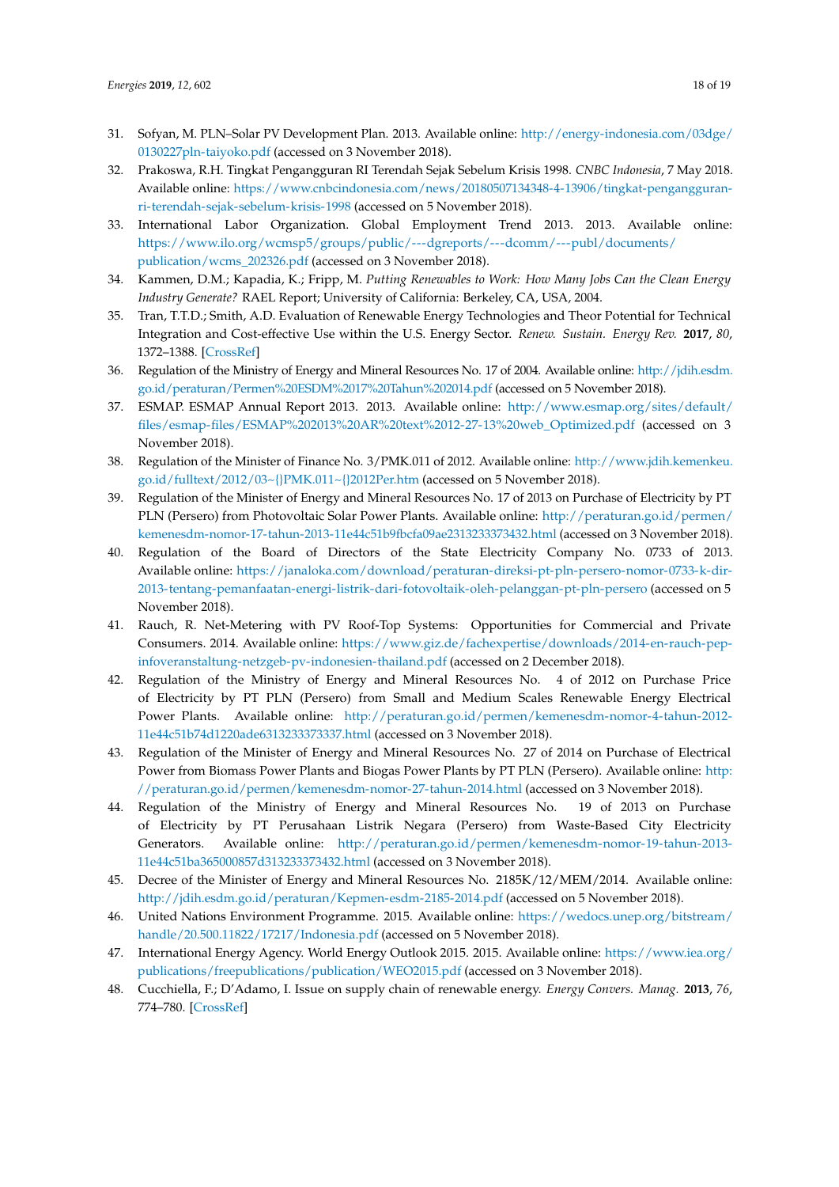31. Sofyan, M. PLN–Solar PV Development Plan. 2013. Available online: http://energy-indonesia.com/03dge/0130227pln-taiyoko.pdf (accessed on 3 November 2018).
32. Prakoswa, R.H. Tingkat Pengangguran RI Terendah Sejak Sebelum Krisis 1998. *CNBC Indonesia*, 7 May 2018. Available online: https://www.cnbcindonesia.com/news/20180507134348-4-13906/tingkat-pengangguran-ri-terendah-sejak-sebelum-krisis-1998 (accessed on 5 November 2018).
33. International Labor Organization. Global Employment Trend 2013. 2013. Available online: https://www.ilo.org/wcmsp5/groups/public/---dgreports/---dcomm/---publ/documents/publication/wcms_202326.pdf (accessed on 3 November 2018).
34. Kammen, D.M.; Kapadia, K.; Fripp, M. *Putting Renewables to Work: How Many Jobs Can the Clean Energy Industry Generate?* RAEL Report; University of California: Berkeley, CA, USA, 2004.
35. Tran, T.T.D.; Smith, A.D. Evaluation of Renewable Energy Technologies and Theor Potential for Technical Integration and Cost-effective Use within the U.S. Energy Sector. *Renew. Sustain. Energy Rev.* **2017**, *80*, 1372–1388. [CrossRef]
36. Regulation of the Ministry of Energy and Mineral Resources No. 17 of 2004. Available online: http://jdih.esdm.go.id/peraturan/Permen%20ESDM%2017%20Tahun%202014.pdf (accessed on 5 November 2018).
37. ESMAP. ESMAP Annual Report 2013. 2013. Available online: http://www.esmap.org/sites/default/files/esmap-files/ESMAP%202013%20AR%20text%2012-27-13%20web_Optimized.pdf (accessed on 3 November 2018).
38. Regulation of the Minister of Finance No. 3/PMK.011 of 2012. Available online: http://www.jdih.kemenkeu.go.id/fulltext/2012/03~{}PMK.011~{}2012Per.htm (accessed on 5 November 2018).
39. Regulation of the Minister of Energy and Mineral Resources No. 17 of 2013 on Purchase of Electricity by PT PLN (Persero) from Photovoltaic Solar Power Plants. Available online: http://peraturan.go.id/permen/kemenesdm-nomor-17-tahun-2013-11e44c51b9fbcfa09ae2313233373432.html (accessed on 3 November 2018).
40. Regulation of the Board of Directors of the State Electricity Company No. 0733 of 2013. Available online: https://janaloka.com/download/peraturan-direksi-pt-pln-persero-nomor-0733-k-dir-2013-tentang-pemanfaatan-energi-listrik-dari-fotovoltaik-oleh-pelanggan-pt-pln-persero (accessed on 5 November 2018).
41. Rauch, R. Net-Metering with PV Roof-Top Systems: Opportunities for Commercial and Private Consumers. 2014. Available online: https://www.giz.de/fachexpertise/downloads/2014-en-rauch-pep-infoveranstaltung-netzgeb-pv-indonesien-thailand.pdf (accessed on 2 December 2018).
42. Regulation of the Ministry of Energy and Mineral Resources No. 4 of 2012 on Purchase Price of Electricity by PT PLN (Persero) from Small and Medium Scales Renewable Energy Electrical Power Plants. Available online: http://peraturan.go.id/permen/kemenesdm-nomor-4-tahun-2012-11e44c51b74d1220ade6313233373337.html (accessed on 3 November 2018).
43. Regulation of the Minister of Energy and Mineral Resources No. 27 of 2014 on Purchase of Electrical Power from Biomass Power Plants and Biogas Power Plants by PT PLN (Persero). Available online: http://peraturan.go.id/permen/kemenesdm-nomor-27-tahun-2014.html (accessed on 3 November 2018).
44. Regulation of the Ministry of Energy and Mineral Resources No. 19 of 2013 on Purchase of Electricity by PT Perusahaan Listrik Negara (Persero) from Waste-Based City Electricity Generators. Available online: http://peraturan.go.id/permen/kemenesdm-nomor-19-tahun-2013-11e44c51ba365000857d313233373432.html (accessed on 3 November 2018).
45. Decree of the Minister of Energy and Mineral Resources No. 2185K/12/MEM/2014. Available online: http://jdih.esdm.go.id/peraturan/Kepmen-esdm-2185-2014.pdf (accessed on 5 November 2018).
46. United Nations Environment Programme. 2015. Available online: https://wedocs.unep.org/bitstream/handle/20.500.11822/17217/Indonesia.pdf (accessed on 5 November 2018).
47. International Energy Agency. World Energy Outlook 2015. 2015. Available online: https://www.iea.org/publications/freepublications/publication/WEO2015.pdf (accessed on 3 November 2018).
48. Cucchiella, F.; D'Adamo, I. Issue on supply chain of renewable energy. *Energy Convers. Manag.* **2013**, *76*, 774–780. [CrossRef]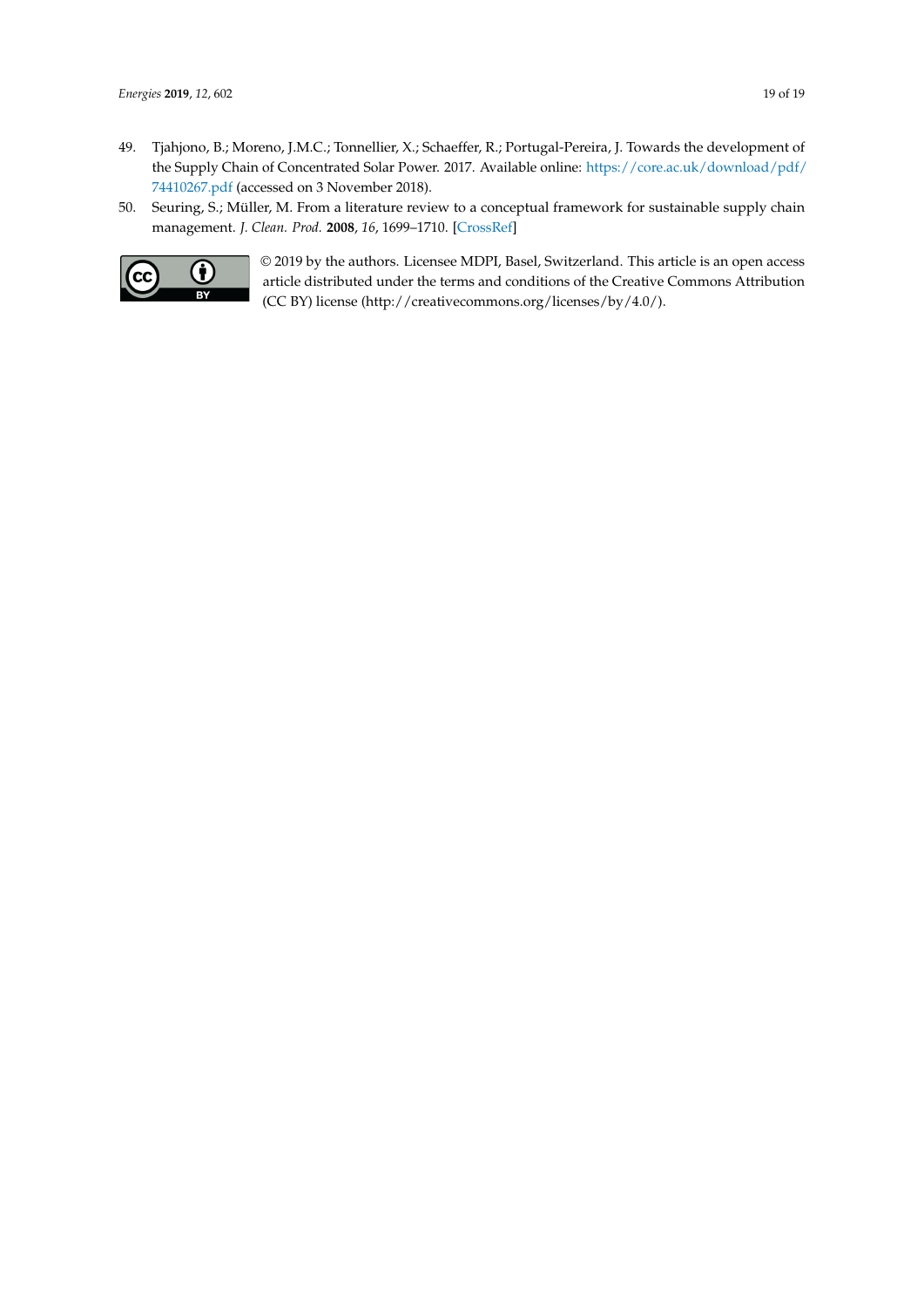49. Tjahjono, B.; Moreno, J.M.C.; Tonnellier, X.; Schaeffer, R.; Portugal-Pereira, J. Towards the development of the Supply Chain of Concentrated Solar Power. 2017. Available online: https://core.ac.uk/download/pdf/74410267.pdf (accessed on 3 November 2018).
50. Seuring, S.; Müller, M. From a literature review to a conceptual framework for sustainable supply chain management. *J. Clean. Prod.* **2008**, *16*, 1699–1710. [CrossRef]

© 2019 by the authors. Licensee MDPI, Basel, Switzerland. This article is an open access article distributed under the terms and conditions of the Creative Commons Attribution (CC BY) license (http://creativecommons.org/licenses/by/4.0/).